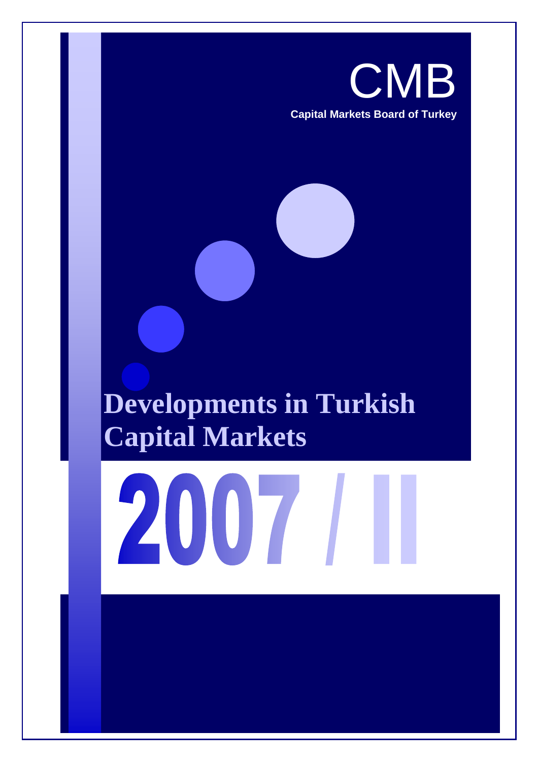CMB

**Capital Markets Board of Turkey**

# Developments in Turkish Capital Markets

# 2007 / II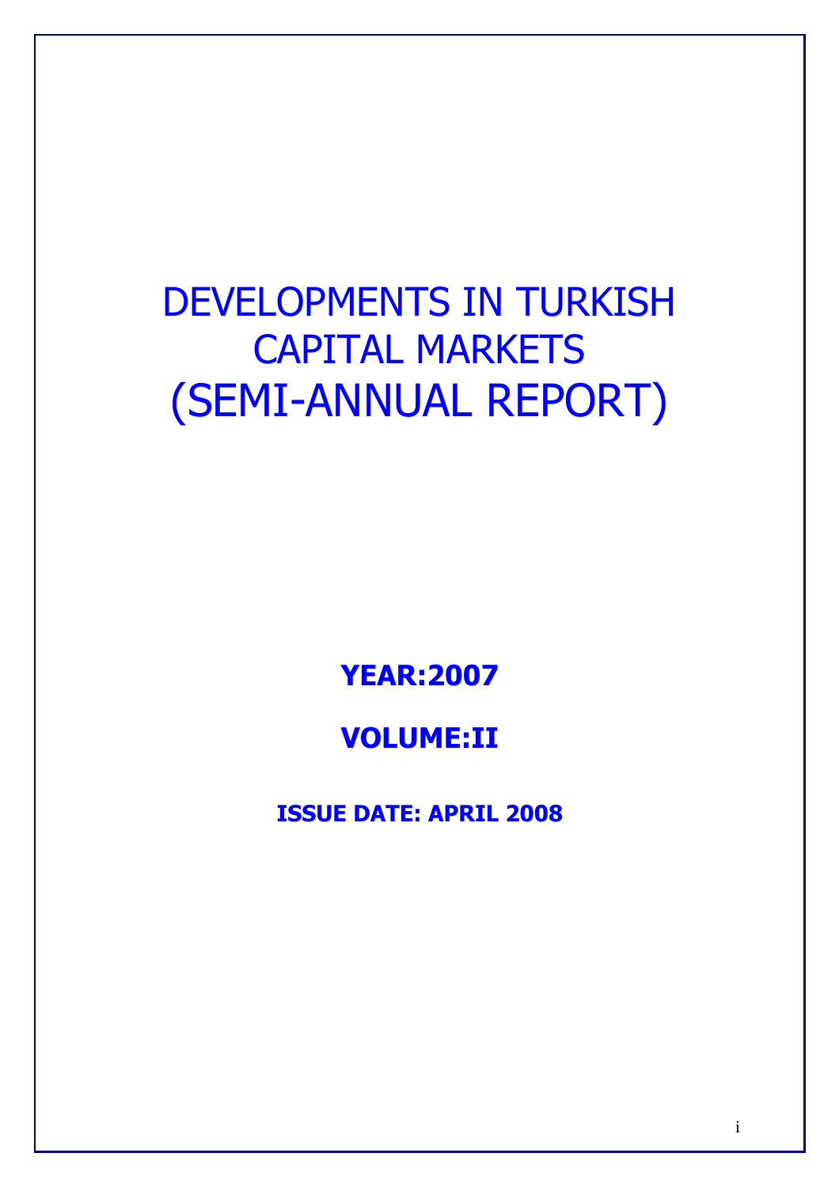# DEVELOPMENTS IN TURKISH CAPITAL MARKETS (SEMI-ANNUAL REPORT)

**YEAR:2007**

**VOLUME:II**

**ISSUE DATE: APRIL 2008**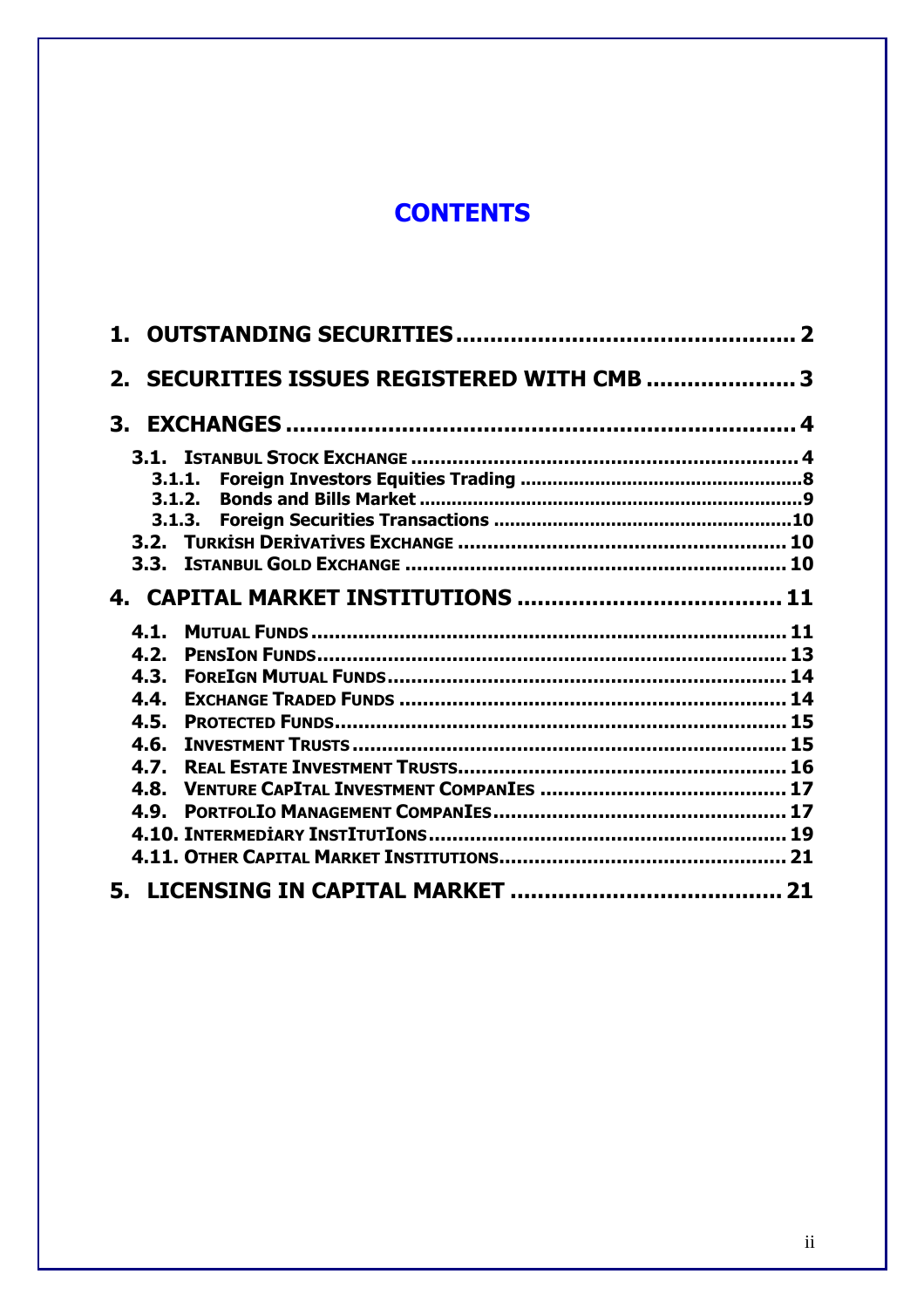# CONTENTS

1. OUTSTANDING SECURITIES ................................................ 2
2. SECURITIES ISSUES REGISTERED WITH CMB ..................... 3
3. EXCHANGES ........................................................................ 4
   - 3.1. ISTANBUL STOCK EXCHANGE ................................................................ 4
     - 3.1.1. Foreign Investors Equities Trading ..................................................8
     - 3.1.2. Bonds and Bills Market ....................................................................9
     - 3.1.3. Foreign Securities Transactions ......................................................10
   - 3.2. TURKİSH DERİVATİVES EXCHANGE ...................................................... 10
   - 3.3. ISTANBUL GOLD EXCHANGE ............................................................... 10
4. CAPITAL MARKET INSTITUTIONS ...................................... 11
   - 4.1. MUTUAL FUNDS ............................................................................... 11
   - 4.2. PENSION FUNDS............................................................................... 13
   - 4.3. FOREIGN MUTUAL FUNDS................................................................... 14
   - 4.4. EXCHANGE TRADED FUNDS ................................................................ 14
   - 4.5. PROTECTED FUNDS........................................................................... 15
   - 4.6. INVESTMENT TRUSTS ........................................................................ 15
   - 4.7. REAL ESTATE INVESTMENT TRUSTS...................................................... 16
   - 4.8. VENTURE CAPITAL INVESTMENT COMPANIES ......................................... 17
   - 4.9. PORTFOLIO MANAGEMENT COMPANIES................................................. 17
   - 4.10. INTERMEDİARY INSTITUTIONS........................................................... 19
   - 4.11. OTHER CAPITAL MARKET INSTITUTIONS................................................ 21
5. LICENSING IN CAPITAL MARKET ...................................... 21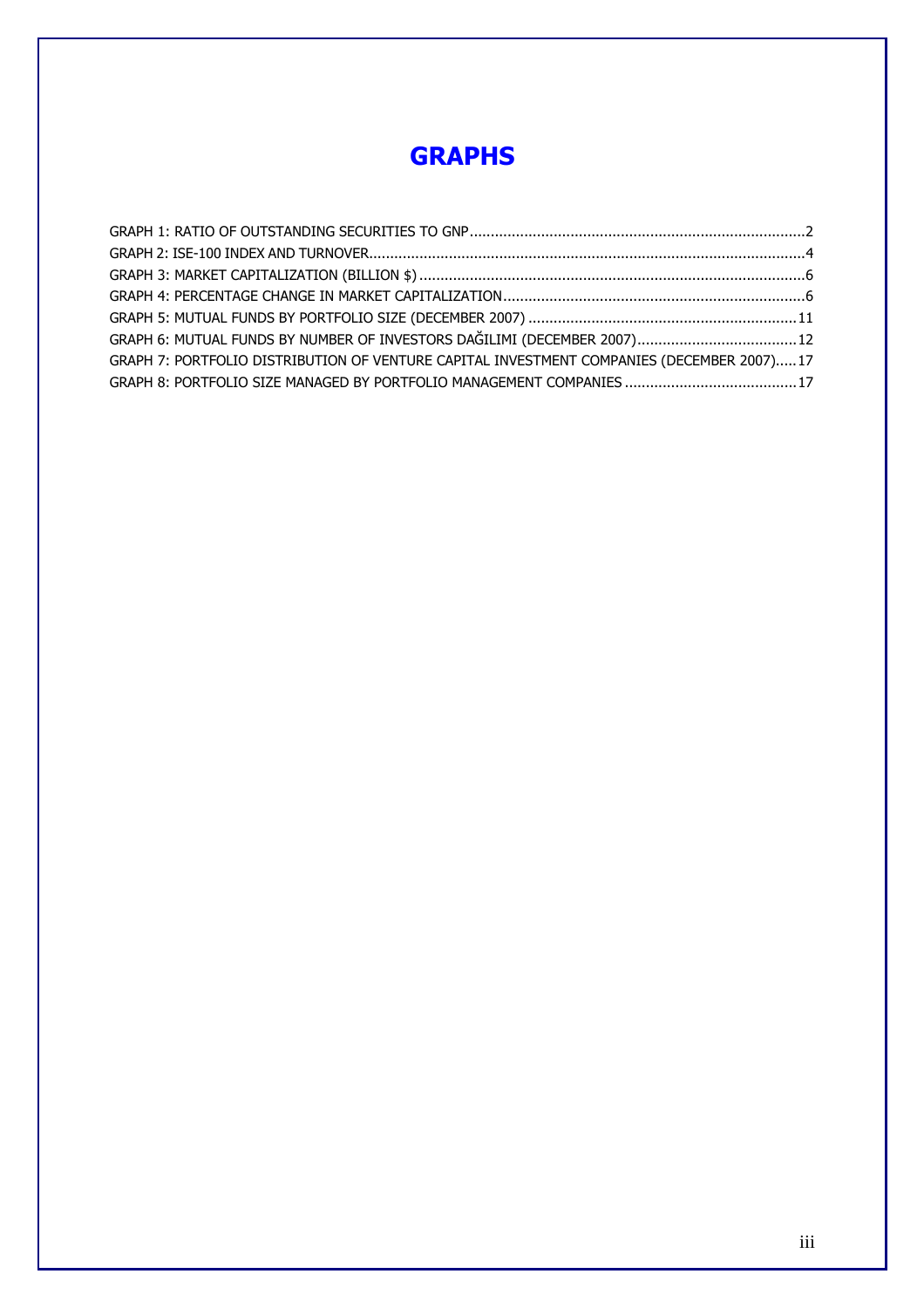# GRAPHS

GRAPH 1: RATIO OF OUTSTANDING SECURITIES TO GNP ............................................................................... 2
GRAPH 2: ISE-100 INDEX AND TURNOVER ............................................................................................................ 4
GRAPH 3: MARKET CAPITALIZATION (BILLION $) .......................................................................................... 6
GRAPH 4: PERCENTAGE CHANGE IN MARKET CAPITALIZATION ......................................................................... 6
GRAPH 5: MUTUAL FUNDS BY PORTFOLIO SIZE (DECEMBER 2007) ................................................................ 11
GRAPH 6: MUTUAL FUNDS BY NUMBER OF INVESTORS DAĞILIMI (DECEMBER 2007) ...................................... 12
GRAPH 7: PORTFOLIO DISTRIBUTION OF VENTURE CAPITAL INVESTMENT COMPANIES (DECEMBER 2007) ..... 17
GRAPH 8: PORTFOLIO SIZE MANAGED BY PORTFOLIO MANAGEMENT COMPANIES ......................................... 17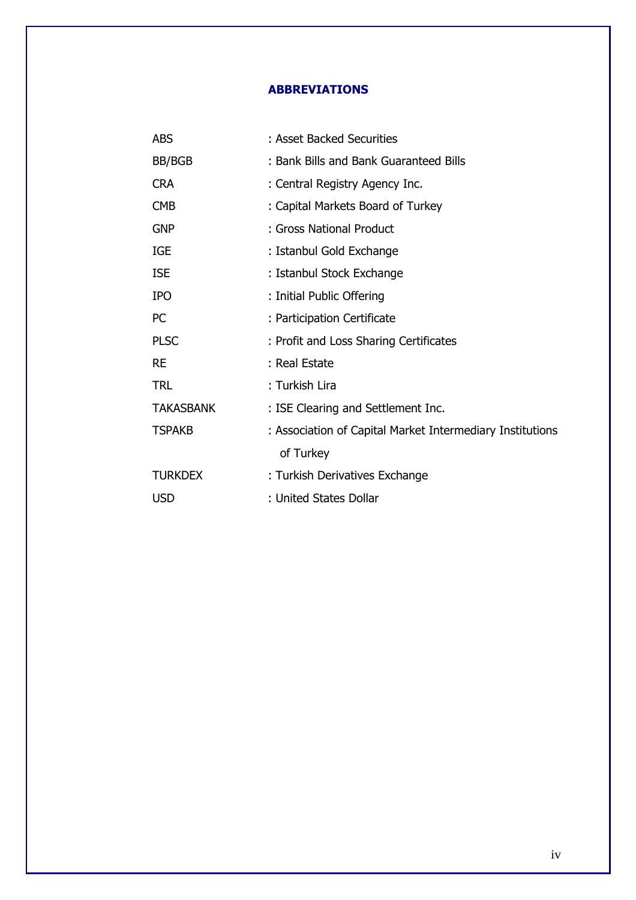# ABBREVIATIONS

| | |
|---|---|
| ABS | : Asset Backed Securities |
| BB/BGB | : Bank Bills and Bank Guaranteed Bills |
| CRA | : Central Registry Agency Inc. |
| CMB | : Capital Markets Board of Turkey |
| GNP | : Gross National Product |
| IGE | : Istanbul Gold Exchange |
| ISE | : Istanbul Stock Exchange |
| IPO | : Initial Public Offering |
| PC | : Participation Certificate |
| PLSC | : Profit and Loss Sharing Certificates |
| RE | : Real Estate |
| TRL | : Turkish Lira |
| TAKASBANK | : ISE Clearing and Settlement Inc. |
| TSPAKB | : Association of Capital Market Intermediary Institutions of Turkey |
| TURKDEX | : Turkish Derivatives Exchange |
| USD | : United States Dollar |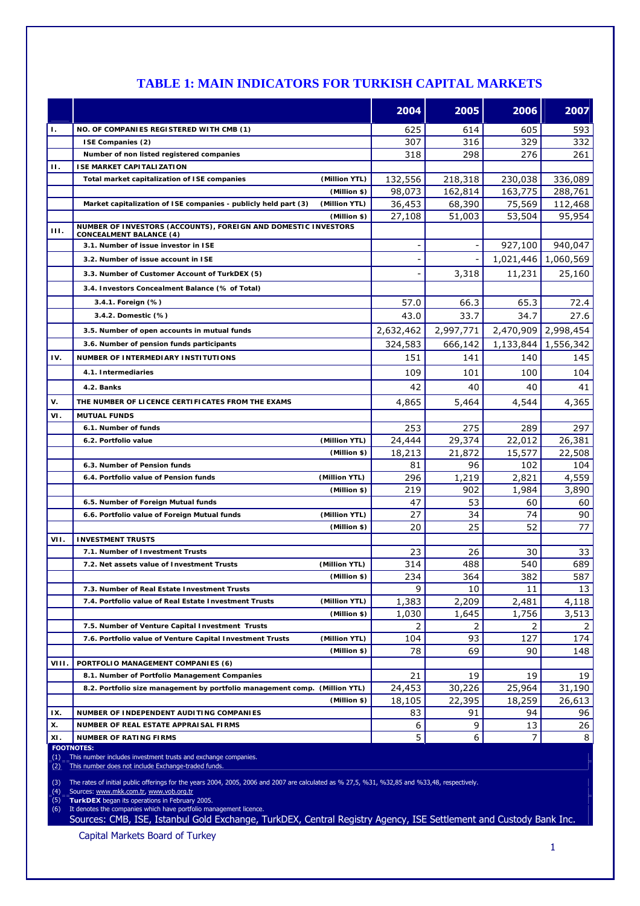# TABLE 1: MAIN INDICATORS FOR TURKISH CAPITAL MARKETS

| | | | 2004 | 2005 | 2006 | 2007 |
|---|---|---|---|---|---|---|
| I. | NO. OF COMPANIES REGISTERED WITH CMB (1) | | 625 | 614 | 605 | 593 |
| | ISE Companies (2) | | 307 | 316 | 329 | 332 |
| | Number of non listed registered companies | | 318 | 298 | 276 | 261 |
| II. | ISE MARKET CAPITALIZATION | | | | | |
| | Total market capitalization of ISE companies | (Million YTL) | 132,556 | 218,318 | 230,038 | 336,089 |
| | | (Million $) | 98,073 | 162,814 | 163,775 | 288,761 |
| | Market capitalization of ISE companies - publicly held part (3) | (Million YTL) | 36,453 | 68,390 | 75,569 | 112,468 |
| | | (Million $) | 27,108 | 51,003 | 53,504 | 95,954 |
| III. | NUMBER OF INVESTORS (ACCOUNTS), FOREIGN AND DOMESTIC INVESTORS CONCEALMENT BALANCE (4) | | | | | |
| | 3.1. Number of issue investor in ISE | | - | - | 927,100 | 940,047 |
| | 3.2. Number of issue account in ISE | | - | - | 1,021,446 | 1,060,569 |
| | 3.3. Number of Customer Account of TurkDEX (5) | | - | 3,318 | 11,231 | 25,160 |
| | 3.4. Investors Concealment Balance (% of Total) | | | | | |
| | 3.4.1. Foreign (%) | | 57.0 | 66.3 | 65.3 | 72.4 |
| | 3.4.2. Domestic (%) | | 43.0 | 33.7 | 34.7 | 27.6 |
| | 3.5. Number of open accounts in mutual funds | | 2,632,462 | 2,997,771 | 2,470,909 | 2,998,454 |
| | 3.6. Number of pension funds participants | | 324,583 | 666,142 | 1,133,844 | 1,556,342 |
| IV. | NUMBER OF INTERMEDIARY INSTITUTIONS | | 151 | 141 | 140 | 145 |
| | 4.1. Intermediaries | | 109 | 101 | 100 | 104 |
| | 4.2. Banks | | 42 | 40 | 40 | 41 |
| V. | THE NUMBER OF LICENCE CERTIFICATES FROM THE EXAMS | | 4,865 | 5,464 | 4,544 | 4,365 |
| VI. | MUTUAL FUNDS | | | | | |
| | 6.1. Number of funds | | 253 | 275 | 289 | 297 |
| | 6.2. Portfolio value | (Million YTL) | 24,444 | 29,374 | 22,012 | 26,381 |
| | | (Million $) | 18,213 | 21,872 | 15,577 | 22,508 |
| | 6.3. Number of Pension funds | | 81 | 96 | 102 | 104 |
| | 6.4. Portfolio value of Pension funds | (Million YTL) | 296 | 1,219 | 2,821 | 4,559 |
| | | (Million $) | 219 | 902 | 1,984 | 3,890 |
| | 6.5. Number of Foreign Mutual funds | | 47 | 53 | 60 | 60 |
| | 6.6. Portfolio value of Foreign Mutual funds | (Million YTL) | 27 | 34 | 74 | 90 |
| | | (Million $) | 20 | 25 | 52 | 77 |
| VII. | INVESTMENT TRUSTS | | | | | |
| | 7.1. Number of Investment Trusts | | 23 | 26 | 30 | 33 |
| | 7.2. Net assets value of Investment Trusts | (Million YTL) | 314 | 488 | 540 | 689 |
| | | (Million $) | 234 | 364 | 382 | 587 |
| | 7.3. Number of Real Estate Investment Trusts | | 9 | 10 | 11 | 13 |
| | 7.4. Portfolio value of Real Estate Investment Trusts | (Million YTL) | 1,383 | 2,209 | 2,481 | 4,118 |
| | | (Million $) | 1,030 | 1,645 | 1,756 | 3,513 |
| | 7.5. Number of Venture Capital Investment Trusts | | 2 | 2 | 2 | 2 |
| | 7.6. Portfolio value of Venture Capital Investment Trusts | (Million YTL) | 104 | 93 | 127 | 174 |
| | | (Million $) | 78 | 69 | 90 | 148 |
| VIII. | PORTFOLIO MANAGEMENT COMPANIES (6) | | | | | |
| | 8.1. Number of Portfolio Management Companies | | 21 | 19 | 19 | 19 |
| | 8.2. Portfolio size management by portfolio management comp. | (Million YTL) | 24,453 | 30,226 | 25,964 | 31,190 |
| | | (Million $) | 18,105 | 22,395 | 18,259 | 26,613 |
| IX. | NUMBER OF INDEPENDENT AUDITING COMPANIES | | 83 | 91 | 94 | 96 |
| X. | NUMBER OF REAL ESTATE APPRAISAL FIRMS | | 6 | 9 | 13 | 26 |
| XI. | NUMBER OF RATING FIRMS | | 5 | 6 | 7 | 8 |

**FOOTNOTES:**

(1) This number includes investment trusts and exchange companies.
(2) This number does not include Exchange-traded funds.

(3) The rates of initial public offerings for the years 2004, 2005, 2006 and 2007 are calculated as % 27,5, %31, %32,85 and %33,48, respectively.
(4) Sources: www.mkk.com.tr, www.vob.org.tr
(5) **TurkDEX** began its operations in February 2005.
(6) It denotes the companies which have portfolio management licence.

Sources: CMB, ISE, Istanbul Gold Exchange, TurkDEX, Central Registry Agency, ISE Settlement and Custody Bank Inc.

Capital Markets Board of Turkey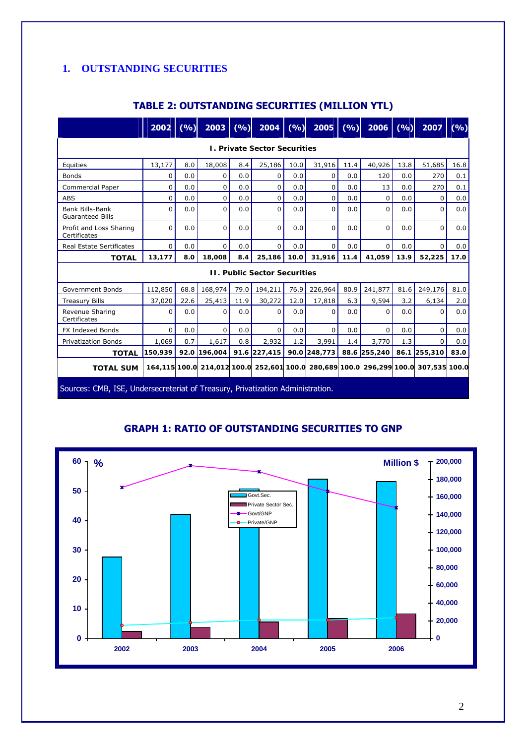## 1. OUTSTANDING SECURITIES

### TABLE 2: OUTSTANDING SECURITIES (MILLION YTL)

| | 2002 | (%) | 2003 | (%) | 2004 | (%) | 2005 | (%) | 2006 | (%) | 2007 | (%) |
|---|---|---|---|---|---|---|---|---|---|---|---|---|
| **I. Private Sector Securities** | | | | | | | | | | | | |
| Equities | 13,177 | 8.0 | 18,008 | 8.4 | 25,186 | 10.0 | 31,916 | 11.4 | 40,926 | 13.8 | 51,685 | 16.8 |
| Bonds | 0 | 0.0 | 0 | 0.0 | 0 | 0.0 | 0 | 0.0 | 120 | 0.0 | 270 | 0.1 |
| Commercial Paper | 0 | 0.0 | 0 | 0.0 | 0 | 0.0 | 0 | 0.0 | 13 | 0.0 | 270 | 0.1 |
| ABS | 0 | 0.0 | 0 | 0.0 | 0 | 0.0 | 0 | 0.0 | 0 | 0.0 | 0 | 0.0 |
| Bank Bills-Bank Guaranteed Bills | 0 | 0.0 | 0 | 0.0 | 0 | 0.0 | 0 | 0.0 | 0 | 0.0 | 0 | 0.0 |
| Profit and Loss Sharing Certificates | 0 | 0.0 | 0 | 0.0 | 0 | 0.0 | 0 | 0.0 | 0 | 0.0 | 0 | 0.0 |
| Real Estate Certificates | 0 | 0.0 | 0 | 0.0 | 0 | 0.0 | 0 | 0.0 | 0 | 0.0 | 0 | 0.0 |
| **TOTAL** | **13,177** | **8.0** | **18,008** | **8.4** | **25,186** | **10.0** | **31,916** | **11.4** | **41,059** | **13.9** | **52,225** | **17.0** |
| **II. Public Sector Securities** | | | | | | | | | | | | |
| Government Bonds | 112,850 | 68.8 | 168,974 | 79.0 | 194,211 | 76.9 | 226,964 | 80.9 | 241,877 | 81.6 | 249,176 | 81.0 |
| Treasury Bills | 37,020 | 22.6 | 25,413 | 11.9 | 30,272 | 12.0 | 17,818 | 6.3 | 9,594 | 3.2 | 6,134 | 2.0 |
| Revenue Sharing Certificates | 0 | 0.0 | 0 | 0.0 | 0 | 0.0 | 0 | 0.0 | 0 | 0.0 | 0 | 0.0 |
| FX Indexed Bonds | 0 | 0.0 | 0 | 0.0 | 0 | 0.0 | 0 | 0.0 | 0 | 0.0 | 0 | 0.0 |
| Privatization Bonds | 1,069 | 0.7 | 1,617 | 0.8 | 2,932 | 1.2 | 3,991 | 1.4 | 3,770 | 1.3 | 0 | 0.0 |
| **TOTAL** | **150,939** | **92.0** | **196,004** | **91.6** | **227,415** | **90.0** | **248,773** | **88.6** | **255,240** | **86.1** | **255,310** | **83.0** |
| **TOTAL SUM** | **164,115** | **100.0** | **214,012** | **100.0** | **252,601** | **100.0** | **280,689** | **100.0** | **296,299** | **100.0** | **307,535** | **100.0** |

Sources: CMB, ISE, Undersecreteriat of Treasury, Privatization Administration.

### GRAPH 1: RATIO OF OUTSTANDING SECURITIES TO GNP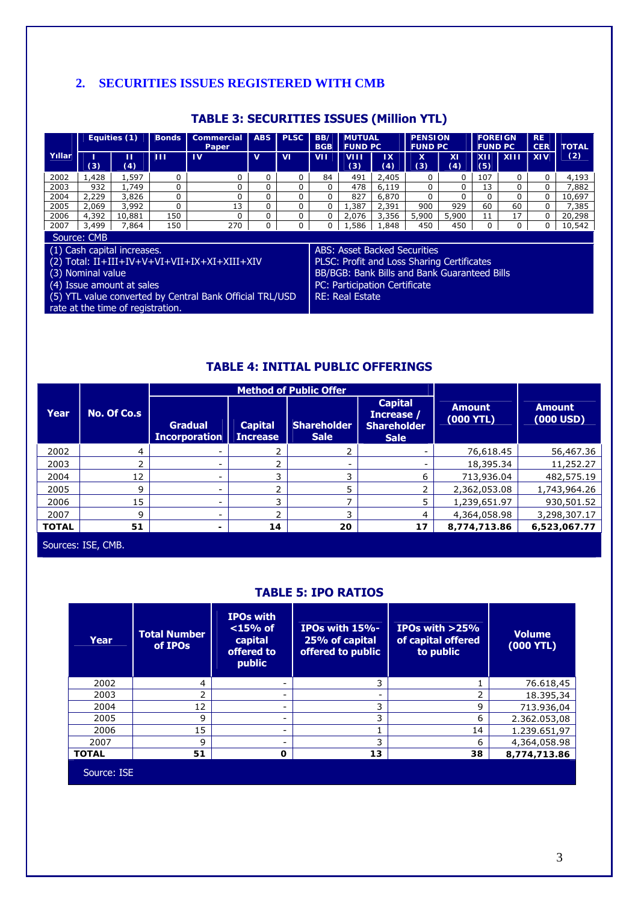## 2. SECURITIES ISSUES REGISTERED WITH CMB

### TABLE 3: SECURITIES ISSUES (Million YTL)

| Yıllar | Equities (1) | | Bonds | Commercial Paper | ABS | PLSC | BB/BGB | MUTUAL FUND PC | | PENSION FUND PC | | FOREIGN FUND PC | | RE CER | TOTAL (2) |
|---|---|---|---|---|---|---|---|---|---|---|---|---|---|---|---|
| | I (3) | II (4) | III | IV | V | VI | VII | VIII (3) | IX (4) | X (3) | XI (4) | XII (5) | XIII | XIV | |
| 2002 | 1,428 | 1,597 | 0 | 0 | 0 | 0 | 84 | 491 | 2,405 | 0 | 0 | 107 | 0 | 0 | 4,193 |
| 2003 | 932 | 1,749 | 0 | 0 | 0 | 0 | 0 | 478 | 6,119 | 0 | 0 | 13 | 0 | 0 | 7,882 |
| 2004 | 2,229 | 3,826 | 0 | 0 | 0 | 0 | 0 | 827 | 6,870 | 0 | 0 | 0 | 0 | 0 | 10,697 |
| 2005 | 2,069 | 3,992 | 0 | 13 | 0 | 0 | 0 | 1,387 | 2,391 | 900 | 929 | 60 | 60 | 0 | 7,385 |
| 2006 | 4,392 | 10,881 | 150 | 0 | 0 | 0 | 0 | 2,076 | 3,356 | 5,900 | 5,900 | 11 | 17 | 0 | 20,298 |
| 2007 | 3,499 | 7,864 | 150 | 270 | 0 | 0 | 0 | 1,586 | 1,848 | 450 | 450 | 0 | 0 | 0 | 10,542 |

Source: CMB

(1) Cash capital increases.
(2) Total: II+III+IV+V+VI+VII+IX+XI+XIII+XIV
(3) Nominal value
(4) Issue amount at sales
(5) YTL value converted by Central Bank Official TRL/USD rate at the time of registration.

ABS: Asset Backed Securities
PLSC: Profit and Loss Sharing Certificates
BB/BGB: Bank Bills and Bank Guaranteed Bills
PC: Participation Certificate
RE: Real Estate

### TABLE 4: INITIAL PUBLIC OFFERINGS

| Year | No. Of Co.s | Method of Public Offer | | | | Amount (000 YTL) | Amount (000 USD) |
|---|---|---|---|---|---|---|---|
| | | Gradual Incorporation | Capital Increase | Shareholder Sale | Capital Increase / Shareholder Sale | | |
| 2002 | 4 | - | 2 | 2 | - | 76,618.45 | 56,467.36 |
| 2003 | 2 | - | 2 | - | - | 18,395.34 | 11,252.27 |
| 2004 | 12 | - | 3 | 3 | 6 | 713,936.04 | 482,575.19 |
| 2005 | 9 | - | 2 | 5 | 2 | 2,362,053.08 | 1,743,964.26 |
| 2006 | 15 | - | 3 | 7 | 5 | 1,239,651.97 | 930,501.52 |
| 2007 | 9 | - | 2 | 3 | 4 | 4,364,058.98 | 3,298,307.17 |
| **TOTAL** | **51** | **-** | **14** | **20** | **17** | **8,774,713.86** | **6,523,067.77** |

Sources: ISE, CMB.

### TABLE 5: IPO RATIOS

| Year | Total Number of IPOs | IPOs with <15% of capital offered to public | IPOs with 15%-25% of capital offered to public | IPOs with >25% of capital offered to public | Volume (000 YTL) |
|---|---|---|---|---|---|
| 2002 | 4 | - | 3 | 1 | 76.618,45 |
| 2003 | 2 | - | - | 2 | 18.395,34 |
| 2004 | 12 | - | 3 | 9 | 713.936,04 |
| 2005 | 9 | - | 3 | 6 | 2.362.053,08 |
| 2006 | 15 | - | 1 | 14 | 1.239.651,97 |
| 2007 | 9 | - | 3 | 6 | 4,364,058.98 |
| **TOTAL** | **51** | **0** | **13** | **38** | **8,774,713.86** |

Source: ISE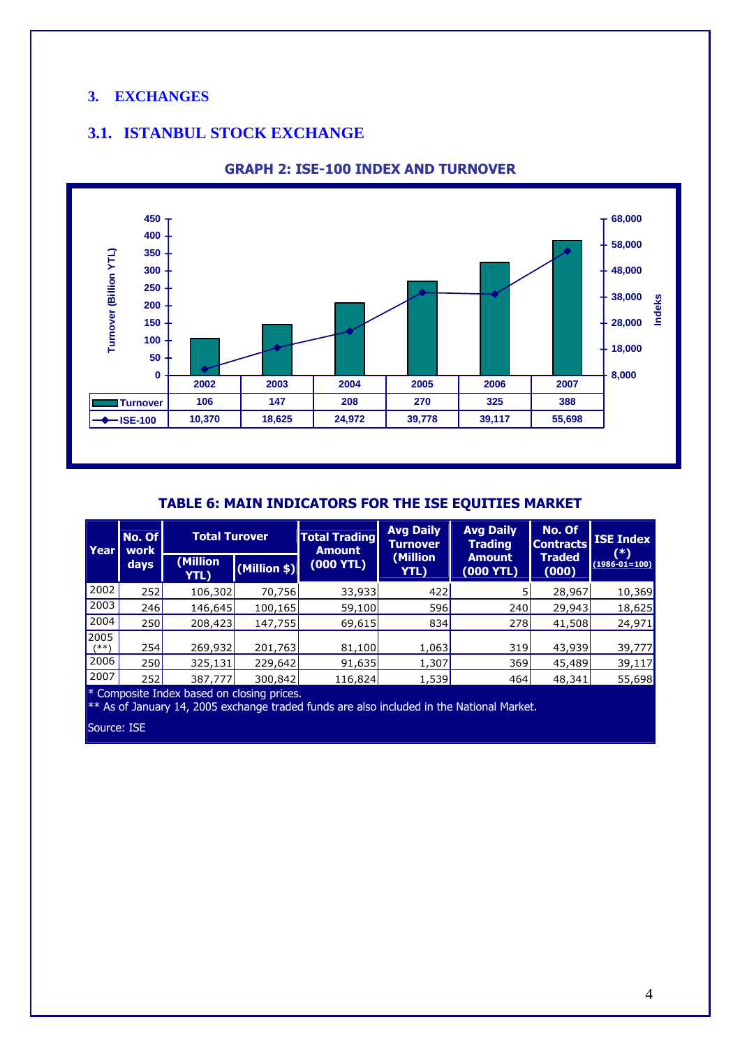## 3. EXCHANGES

### 3.1. ISTANBUL STOCK EXCHANGE

**GRAPH 2: ISE-100 INDEX AND TURNOVER**

| | 2002 | 2003 | 2004 | 2005 | 2006 | 2007 |
|---|---|---|---|---|---|---|
| Turnover | 106 | 147 | 208 | 270 | 325 | 388 |
| ISE-100 | 10,370 | 18,625 | 24,972 | 39,778 | 39,117 | 55,698 |

**TABLE 6: MAIN INDICATORS FOR THE ISE EQUITIES MARKET**

| Year | No. Of work days | Total Turover | | Total Trading Amount (000 YTL) | Avg Daily Turnover (Million YTL) | Avg Daily Trading Amount (000 YTL) | No. Of Contracts Traded (000) | ISE Index (*) (1986-01=100) |
|---|---|---|---|---|---|---|---|---|
| | | (Million YTL) | (Million $) | | | | | |
| 2002 | 252 | 106,302 | 70,756 | 33,933 | 422 | 5 | 28,967 | 10,369 |
| 2003 | 246 | 146,645 | 100,165 | 59,100 | 596 | 240 | 29,943 | 18,625 |
| 2004 | 250 | 208,423 | 147,755 | 69,615 | 834 | 278 | 41,508 | 24,971 |
| 2005 (**) | 254 | 269,932 | 201,763 | 81,100 | 1,063 | 319 | 43,939 | 39,777 |
| 2006 | 250 | 325,131 | 229,642 | 91,635 | 1,307 | 369 | 45,489 | 39,117 |
| 2007 | 252 | 387,777 | 300,842 | 116,824 | 1,539 | 464 | 48,341 | 55,698 |

* Composite Index based on closing prices.
** As of January 14, 2005 exchange traded funds are also included in the National Market.

Source: ISE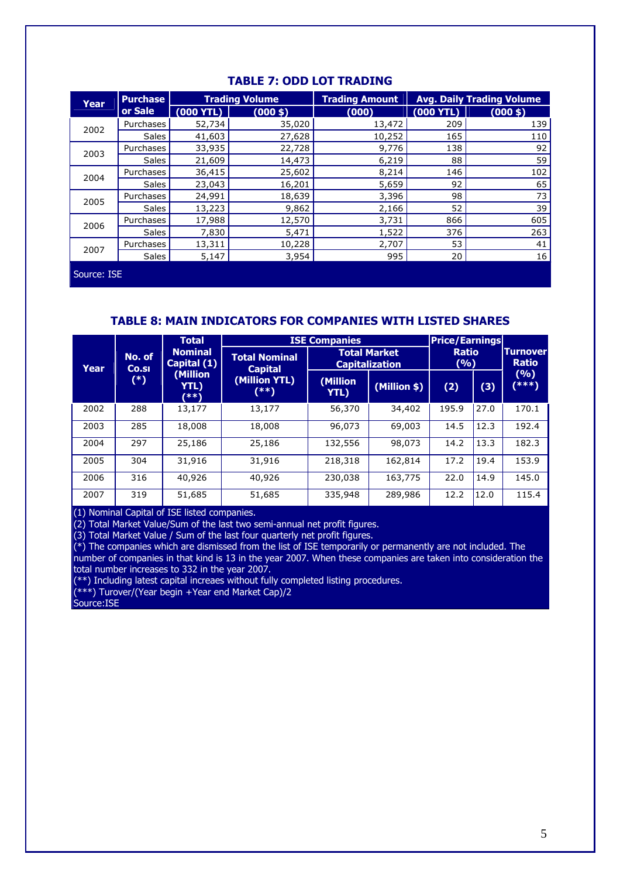## TABLE 7: ODD LOT TRADING

| Year | Purchase or Sale | Trading Volume | | Trading Amount | Avg. Daily Trading Volume | |
|---|---|---|---|---|---|---|
| | | (000 YTL) | (000 $) | (000) | (000 YTL) | (000 $) |
| 2002 | Purchases | 52,734 | 35,020 | 13,472 | 209 | 139 |
| | Sales | 41,603 | 27,628 | 10,252 | 165 | 110 |
| 2003 | Purchases | 33,935 | 22,728 | 9,776 | 138 | 92 |
| | Sales | 21,609 | 14,473 | 6,219 | 88 | 59 |
| 2004 | Purchases | 36,415 | 25,602 | 8,214 | 146 | 102 |
| | Sales | 23,043 | 16,201 | 5,659 | 92 | 65 |
| 2005 | Purchases | 24,991 | 18,639 | 3,396 | 98 | 73 |
| | Sales | 13,223 | 9,862 | 2,166 | 52 | 39 |
| 2006 | Purchases | 17,988 | 12,570 | 3,731 | 866 | 605 |
| | Sales | 7,830 | 5,471 | 1,522 | 376 | 263 |
| 2007 | Purchases | 13,311 | 10,228 | 2,707 | 53 | 41 |
| | Sales | 5,147 | 3,954 | 995 | 20 | 16 |

Source: ISE

## TABLE 8: MAIN INDICATORS FOR COMPANIES WITH LISTED SHARES

| Year | No. of Co.sı (*) | Total Nominal Capital (1) (Million YTL) (**) | ISE Companies | | | Price/Earnings Ratio (%) | | Turnover Ratio (%) (***) |
|---|---|---|---|---|---|---|---|---|
| | | | Total Nominal Capital (Million YTL) (**) | Total Market Capitalization | | | | |
| | | | | (Million YTL) | (Million $) | (2) | (3) | |
| 2002 | 288 | 13,177 | 13,177 | 56,370 | 34,402 | 195.9 | 27.0 | 170.1 |
| 2003 | 285 | 18,008 | 18,008 | 96,073 | 69,003 | 14.5 | 12.3 | 192.4 |
| 2004 | 297 | 25,186 | 25,186 | 132,556 | 98,073 | 14.2 | 13.3 | 182.3 |
| 2005 | 304 | 31,916 | 31,916 | 218,318 | 162,814 | 17.2 | 19.4 | 153.9 |
| 2006 | 316 | 40,926 | 40,926 | 230,038 | 163,775 | 22.0 | 14.9 | 145.0 |
| 2007 | 319 | 51,685 | 51,685 | 335,948 | 289,986 | 12.2 | 12.0 | 115.4 |

(1) Nominal Capital of ISE listed companies.
(2) Total Market Value/Sum of the last two semi-annual net profit figures.
(3) Total Market Value / Sum of the last four quarterly net profit figures.
(*) The companies which are dismissed from the list of ISE temporarily or permanently are not included. The number of companies in that kind is 13 in the year 2007. When these companies are taken into consideration the total number increases to 332 in the year 2007.
(**) Including latest capital increaes without fully completed listing procedures.
(***) Turover/(Year begin +Year end Market Cap)/2
Source:ISE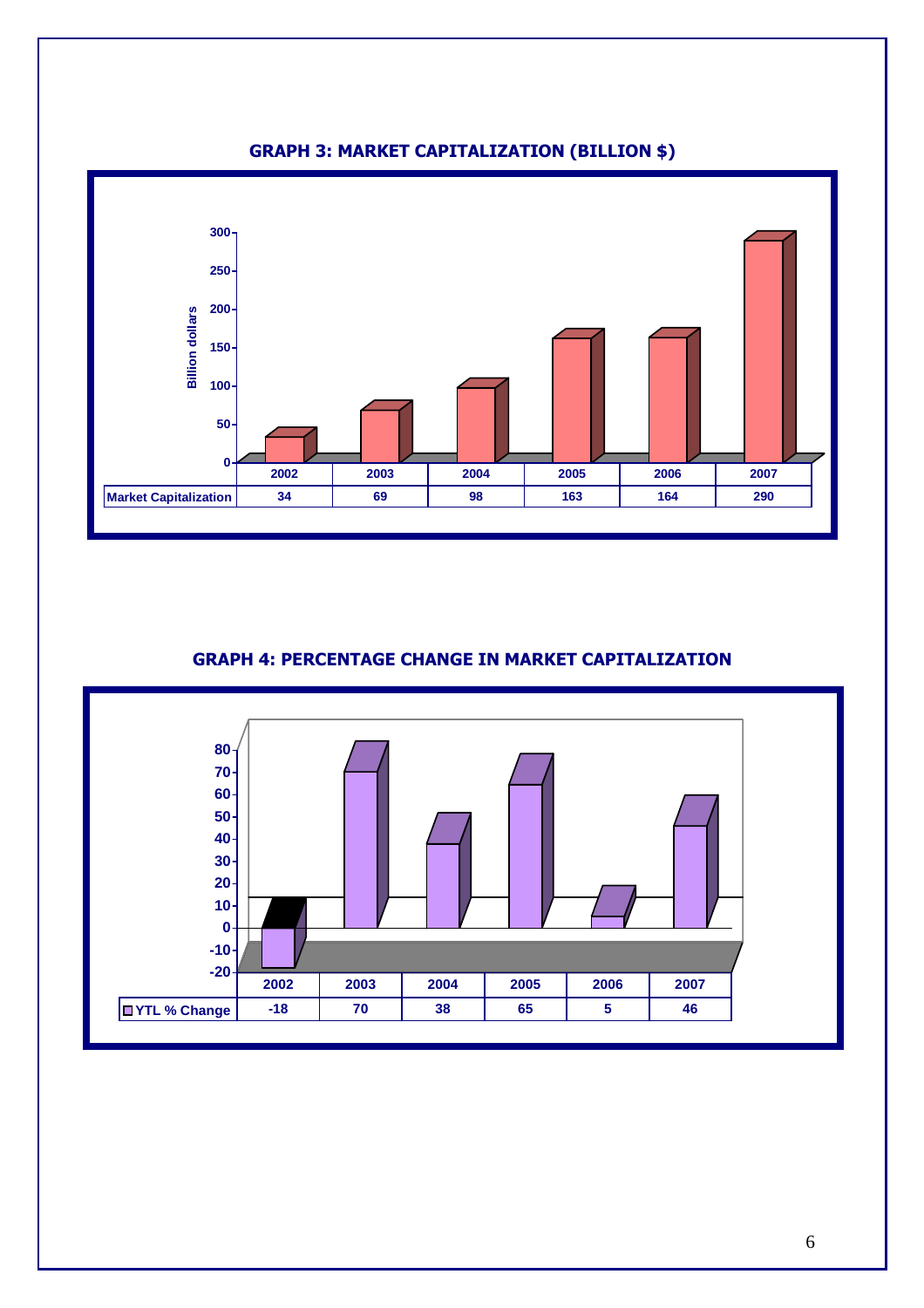## GRAPH 3: MARKET CAPITALIZATION (BILLION $)

| | 2002 | 2003 | 2004 | 2005 | 2006 | 2007 |
|---|---|---|---|---|---|---|
| Market Capitalization | 34 | 69 | 98 | 163 | 164 | 290 |

## GRAPH 4: PERCENTAGE CHANGE IN MARKET CAPITALIZATION

| | 2002 | 2003 | 2004 | 2005 | 2006 | 2007 |
|---|---|---|---|---|---|---|
| YTL % Change | -18 | 70 | 38 | 65 | 5 | 46 |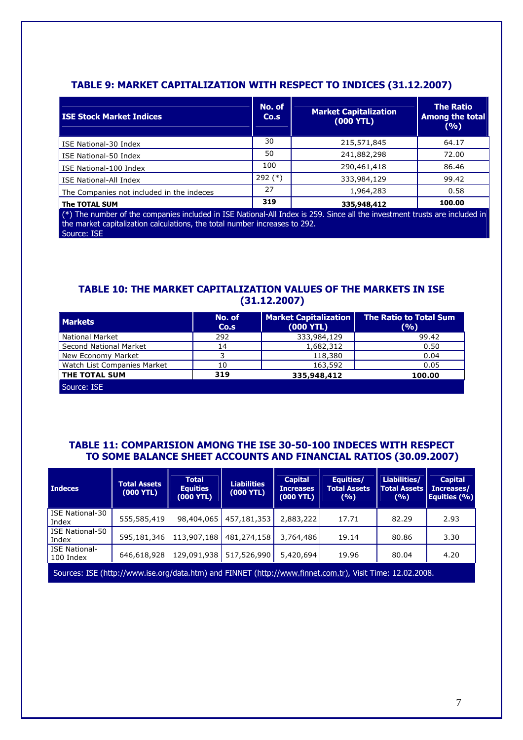### TABLE 9: MARKET CAPITALIZATION WITH RESPECT TO INDICES (31.12.2007)

| ISE Stock Market Indices | No. of Co.s | Market Capitalization (000 YTL) | The Ratio Among the total (%) |
|---|---|---|---|
| ISE National-30 Index | 30 | 215,571,845 | 64.17 |
| ISE National-50 Index | 50 | 241,882,298 | 72.00 |
| ISE National-100 Index | 100 | 290,461,418 | 86.46 |
| ISE National-All Index | 292 (*) | 333,984,129 | 99.42 |
| The Companies not included in the indeces | 27 | 1,964,283 | 0.58 |
| **The TOTAL SUM** | **319** | **335,948,412** | **100.00** |

(*) The number of the companies included in ISE National-All Index is 259. Since all the investment trusts are included in the market capitalization calculations, the total number increases to 292.
Source: ISE

### TABLE 10: THE MARKET CAPITALIZATION VALUES OF THE MARKETS IN ISE (31.12.2007)

| Markets | No. of Co.s | Market Capitalization (000 YTL) | The Ratio to Total Sum (%) |
|---|---|---|---|
| National Market | 292 | 333,984,129 | 99.42 |
| Second National Market | 14 | 1,682,312 | 0.50 |
| New Economy Market | 3 | 118,380 | 0.04 |
| Watch List Companies Market | 10 | 163,592 | 0.05 |
| **THE TOTAL SUM** | **319** | **335,948,412** | **100.00** |

Source: ISE

### TABLE 11: COMPARISION AMONG THE ISE 30-50-100 INDECES WITH RESPECT TO SOME BALANCE SHEET ACCOUNTS AND FINANCIAL RATIOS (30.09.2007)

| Indeces | Total Assets (000 YTL) | Total Equities (000 YTL) | Liabilities (000 YTL) | Capital Increases (000 YTL) | Equities/ Total Assets (%) | Liabilities/ Total Assets (%) | Capital Increases/ Equities (%) |
|---|---|---|---|---|---|---|---|
| ISE National-30 Index | 555,585,419 | 98,404,065 | 457,181,353 | 2,883,222 | 17.71 | 82.29 | 2.93 |
| ISE National-50 Index | 595,181,346 | 113,907,188 | 481,274,158 | 3,764,486 | 19.14 | 80.86 | 3.30 |
| ISE National-100 Index | 646,618,928 | 129,091,938 | 517,526,990 | 5,420,694 | 19.96 | 80.04 | 4.20 |

Sources: ISE (http://www.ise.org/data.htm) and FINNET (http://www.finnet.com.tr), Visit Time: 12.02.2008.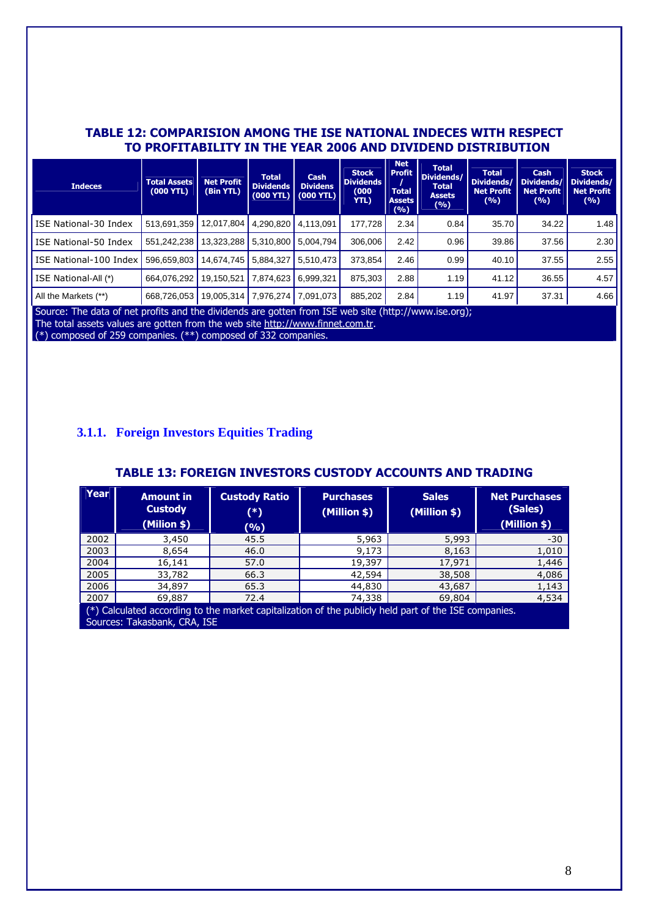**TABLE 12: COMPARISION AMONG THE ISE NATIONAL INDECES WITH RESPECT TO PROFITABILITY IN THE YEAR 2006 AND DIVIDEND DISTRIBUTION**

| Indeces | Total Assets (000 YTL) | Net Profit (Bin YTL) | Total Dividends (000 YTL) | Cash Dividens (000 YTL) | Stock Dividends (000 YTL) | Net Profit / Total Assets (%) | Total Dividends/ Total Assets (%) | Total Dividends/ Net Profit (%) | Cash Dividends/ Net Profit (%) | Stock Dividends/ Net Profit (%) |
|---|---|---|---|---|---|---|---|---|---|---|
| ISE National-30 Index | 513,691,359 | 12,017,804 | 4,290,820 | 4,113,091 | 177,728 | 2.34 | 0.84 | 35.70 | 34.22 | 1.48 |
| ISE National-50 Index | 551,242,238 | 13,323,288 | 5,310,800 | 5,004,794 | 306,006 | 2.42 | 0.96 | 39.86 | 37.56 | 2.30 |
| ISE National-100 Index | 596,659,803 | 14,674,745 | 5,884,327 | 5,510,473 | 373,854 | 2.46 | 0.99 | 40.10 | 37.55 | 2.55 |
| ISE National-All (*) | 664,076,292 | 19,150,521 | 7,874,623 | 6,999,321 | 875,303 | 2.88 | 1.19 | 41.12 | 36.55 | 4.57 |
| All the Markets (**) | 668,726,053 | 19,005,314 | 7,976,274 | 7,091,073 | 885,202 | 2.84 | 1.19 | 41.97 | 37.31 | 4.66 |

Source: The data of net profits and the dividends are gotten from ISE web site (http://www.ise.org);
The total assets values are gotten from the web site http://www.finnet.com.tr.
(*) composed of 259 companies. (**) composed of 332 companies.

### 3.1.1. Foreign Investors Equities Trading

**TABLE 13: FOREIGN INVESTORS CUSTODY ACCOUNTS AND TRADING**

| Year | Amount in Custody (Milion $) | Custody Ratio (*) (%) | Purchases (Million $) | Sales (Million $) | Net Purchases (Sales) (Million $) |
|---|---|---|---|---|---|
| 2002 | 3,450 | 45.5 | 5,963 | 5,993 | -30 |
| 2003 | 8,654 | 46.0 | 9,173 | 8,163 | 1,010 |
| 2004 | 16,141 | 57.0 | 19,397 | 17,971 | 1,446 |
| 2005 | 33,782 | 66.3 | 42,594 | 38,508 | 4,086 |
| 2006 | 34,897 | 65.3 | 44,830 | 43,687 | 1,143 |
| 2007 | 69,887 | 72.4 | 74,338 | 69,804 | 4,534 |

(*) Calculated according to the market capitalization of the publicly held part of the ISE companies.
Sources: Takasbank, CRA, ISE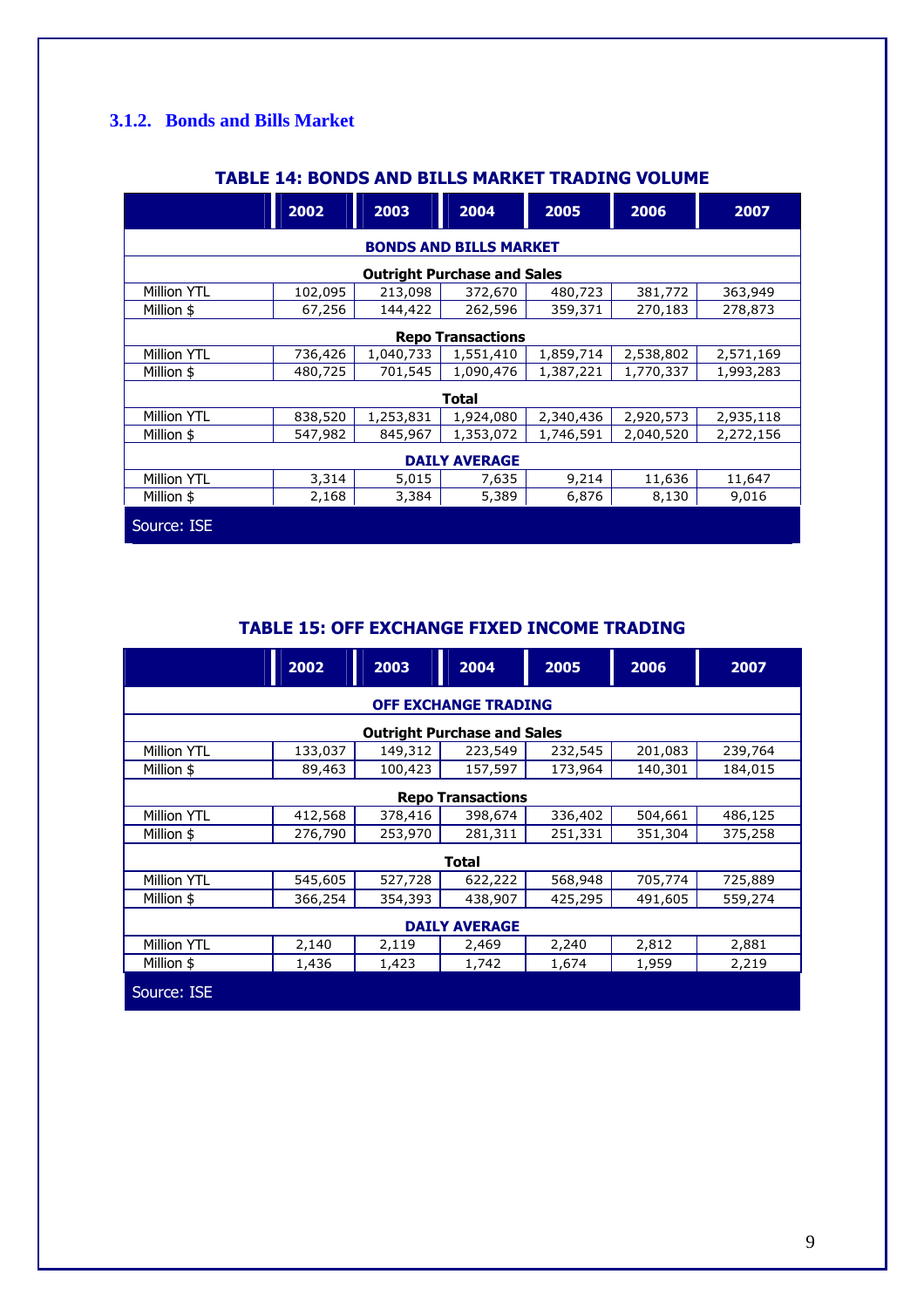### 3.1.2. Bonds and Bills Market

**TABLE 14: BONDS AND BILLS MARKET TRADING VOLUME**

| | 2002 | 2003 | 2004 | 2005 | 2006 | 2007 |
|---|---|---|---|---|---|---|
| **BONDS AND BILLS MARKET** | | | | | | |
| **Outright Purchase and Sales** | | | | | | |
| Million YTL | 102,095 | 213,098 | 372,670 | 480,723 | 381,772 | 363,949 |
| Million $ | 67,256 | 144,422 | 262,596 | 359,371 | 270,183 | 278,873 |
| **Repo Transactions** | | | | | | |
| Million YTL | 736,426 | 1,040,733 | 1,551,410 | 1,859,714 | 2,538,802 | 2,571,169 |
| Million $ | 480,725 | 701,545 | 1,090,476 | 1,387,221 | 1,770,337 | 1,993,283 |
| **Total** | | | | | | |
| Million YTL | 838,520 | 1,253,831 | 1,924,080 | 2,340,436 | 2,920,573 | 2,935,118 |
| Million $ | 547,982 | 845,967 | 1,353,072 | 1,746,591 | 2,040,520 | 2,272,156 |
| **DAILY AVERAGE** | | | | | | |
| Million YTL | 3,314 | 5,015 | 7,635 | 9,214 | 11,636 | 11,647 |
| Million $ | 2,168 | 3,384 | 5,389 | 6,876 | 8,130 | 9,016 |

Source: ISE

**TABLE 15: OFF EXCHANGE FIXED INCOME TRADING**

| | 2002 | 2003 | 2004 | 2005 | 2006 | 2007 |
|---|---|---|---|---|---|---|
| **OFF EXCHANGE TRADING** | | | | | | |
| **Outright Purchase and Sales** | | | | | | |
| Million YTL | 133,037 | 149,312 | 223,549 | 232,545 | 201,083 | 239,764 |
| Million $ | 89,463 | 100,423 | 157,597 | 173,964 | 140,301 | 184,015 |
| **Repo Transactions** | | | | | | |
| Million YTL | 412,568 | 378,416 | 398,674 | 336,402 | 504,661 | 486,125 |
| Million $ | 276,790 | 253,970 | 281,311 | 251,331 | 351,304 | 375,258 |
| **Total** | | | | | | |
| Million YTL | 545,605 | 527,728 | 622,222 | 568,948 | 705,774 | 725,889 |
| Million $ | 366,254 | 354,393 | 438,907 | 425,295 | 491,605 | 559,274 |
| **DAILY AVERAGE** | | | | | | |
| Million YTL | 2,140 | 2,119 | 2,469 | 2,240 | 2,812 | 2,881 |
| Million $ | 1,436 | 1,423 | 1,742 | 1,674 | 1,959 | 2,219 |

Source: ISE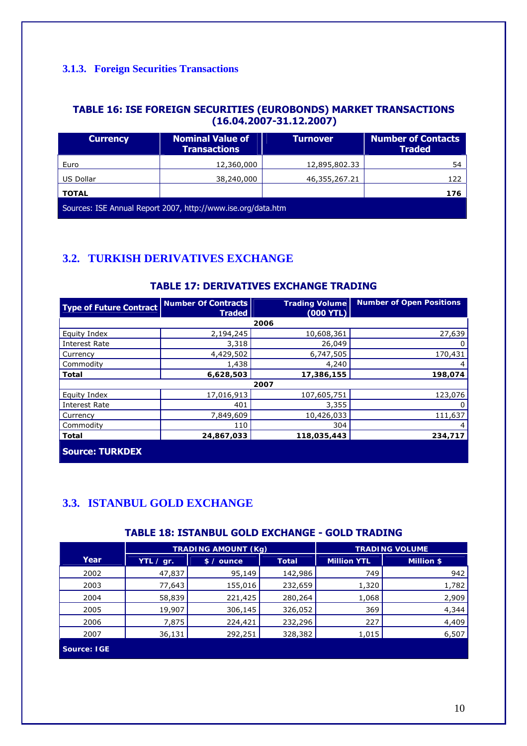### 3.1.3. Foreign Securities Transactions

**TABLE 16: ISE FOREIGN SECURITIES (EUROBONDS) MARKET TRANSACTIONS (16.04.2007-31.12.2007)**

| Currency | Nominal Value of Transactions | Turnover | Number of Contacts Traded |
|---|---|---|---|
| Euro | 12,360,000 | 12,895,802.33 | 54 |
| US Dollar | 38,240,000 | 46,355,267.21 | 122 |
| **TOTAL** | | | **176** |

Sources: ISE Annual Report 2007, http://www.ise.org/data.htm

## 3.2. TURKISH DERIVATIVES EXCHANGE

**TABLE 17: DERIVATIVES EXCHANGE TRADING**

| Type of Future Contract | Number Of Contracts Traded | Trading Volume (000 YTL) | Number of Open Positions |
|---|---|---|---|
| | | **2006** | |
| Equity Index | 2,194,245 | 10,608,361 | 27,639 |
| Interest Rate | 3,318 | 26,049 | 0 |
| Currency | 4,429,502 | 6,747,505 | 170,431 |
| Commodity | 1,438 | 4,240 | 4 |
| **Total** | **6,628,503** | **17,386,155** | **198,074** |
| | | **2007** | |
| Equity Index | 17,016,913 | 107,605,751 | 123,076 |
| Interest Rate | 401 | 3,355 | 0 |
| Currency | 7,849,609 | 10,426,033 | 111,637 |
| Commodity | 110 | 304 | 4 |
| **Total** | **24,867,033** | **118,035,443** | **234,717** |

**Source: TURKDEX**

## 3.3. ISTANBUL GOLD EXCHANGE

**TABLE 18: ISTANBUL GOLD EXCHANGE - GOLD TRADING**

| Year | TRADING AMOUNT (Kg) | | | TRADING VOLUME | |
|---|---|---|---|---|---|
| | YTL / gr. | $ / ounce | Total | Million YTL | Million $ |
| 2002 | 47,837 | 95,149 | 142,986 | 749 | 942 |
| 2003 | 77,643 | 155,016 | 232,659 | 1,320 | 1,782 |
| 2004 | 58,839 | 221,425 | 280,264 | 1,068 | 2,909 |
| 2005 | 19,907 | 306,145 | 326,052 | 369 | 4,344 |
| 2006 | 7,875 | 224,421 | 232,296 | 227 | 4,409 |
| 2007 | 36,131 | 292,251 | 328,382 | 1,015 | 6,507 |

**Source: IGE**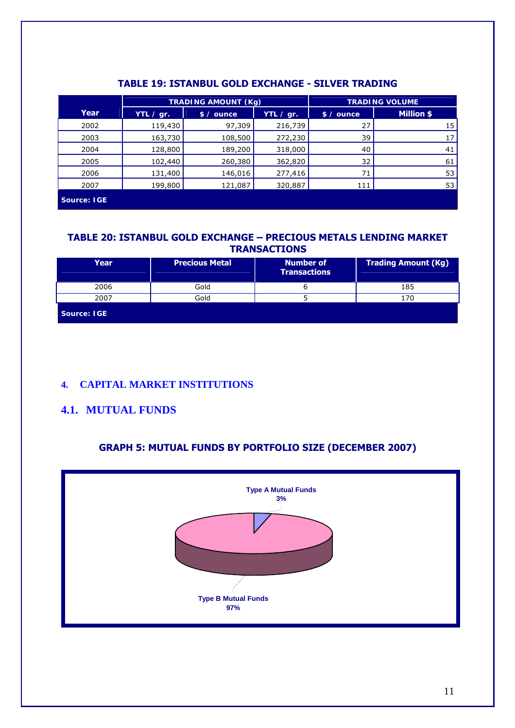### TABLE 19: ISTANBUL GOLD EXCHANGE - SILVER TRADING

| Year | TRADING AMOUNT (Kg) | | | TRADING VOLUME | |
|---|---|---|---|---|---|
| | YTL / gr. | $ / ounce | YTL / gr. | $ / ounce | Million $ |
| 2002 | 119,430 | 97,309 | 216,739 | 27 | 15 |
| 2003 | 163,730 | 108,500 | 272,230 | 39 | 17 |
| 2004 | 128,800 | 189,200 | 318,000 | 40 | 41 |
| 2005 | 102,440 | 260,380 | 362,820 | 32 | 61 |
| 2006 | 131,400 | 146,016 | 277,416 | 71 | 53 |
| 2007 | 199,800 | 121,087 | 320,887 | 111 | 53 |

Source: IGE

### TABLE 20: ISTANBUL GOLD EXCHANGE – PRECIOUS METALS LENDING MARKET TRANSACTIONS

| Year | Precious Metal | Number of Transactions | Trading Amount (Kg) |
|---|---|---|---|
| 2006 | Gold | 6 | 185 |
| 2007 | Gold | 5 | 170 |

Source: IGE

# 4. CAPITAL MARKET INSTITUTIONS

## 4.1. MUTUAL FUNDS

### GRAPH 5: MUTUAL FUNDS BY PORTFOLIO SIZE (DECEMBER 2007)

Type A Mutual Funds 3%

Type B Mutual Funds 97%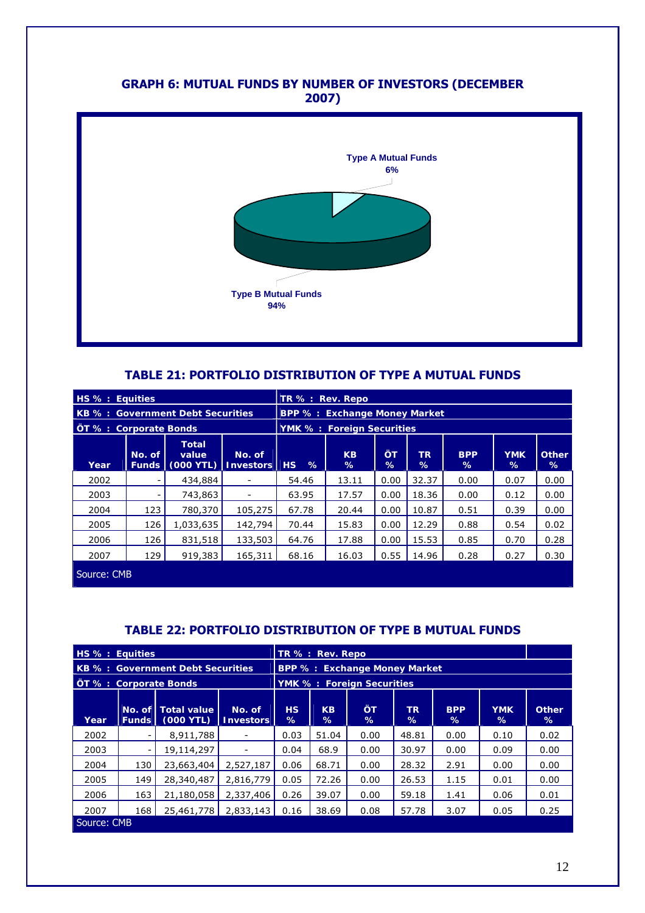### GRAPH 6: MUTUAL FUNDS BY NUMBER OF INVESTORS (DECEMBER 2007)

Type A Mutual Funds 6%

Type B Mutual Funds 94%

### TABLE 21: PORTFOLIO DISTRIBUTION OF TYPE A MUTUAL FUNDS

HS % : Equities
KB % : Government Debt Securities
ÖT % : Corporate Bonds
TR % : Rev. Repo
BPP % : Exchange Money Market
YMK % : Foreign Securities

| Year | No. of Funds | Total value (000 YTL) | No. of Investors | HS % | KB % | ÖT % | TR % | BPP % | YMK % | Other % |
|---|---|---|---|---|---|---|---|---|---|---|
| 2002 | - | 434,884 | - | 54.46 | 13.11 | 0.00 | 32.37 | 0.00 | 0.07 | 0.00 |
| 2003 | - | 743,863 | - | 63.95 | 17.57 | 0.00 | 18.36 | 0.00 | 0.12 | 0.00 |
| 2004 | 123 | 780,370 | 105,275 | 67.78 | 20.44 | 0.00 | 10.87 | 0.51 | 0.39 | 0.00 |
| 2005 | 126 | 1,033,635 | 142,794 | 70.44 | 15.83 | 0.00 | 12.29 | 0.88 | 0.54 | 0.02 |
| 2006 | 126 | 831,518 | 133,503 | 64.76 | 17.88 | 0.00 | 15.53 | 0.85 | 0.70 | 0.28 |
| 2007 | 129 | 919,383 | 165,311 | 68.16 | 16.03 | 0.55 | 14.96 | 0.28 | 0.27 | 0.30 |

Source: CMB

### TABLE 22: PORTFOLIO DISTRIBUTION OF TYPE B MUTUAL FUNDS

HS % : Equities
KB % : Government Debt Securities
ÖT % : Corporate Bonds
TR % : Rev. Repo
BPP % : Exchange Money Market
YMK % : Foreign Securities

| Year | No. of Funds | Total value (000 YTL) | No. of Investors | HS % | KB % | ÖT % | TR % | BPP % | YMK % | Other % |
|---|---|---|---|---|---|---|---|---|---|---|
| 2002 | - | 8,911,788 | - | 0.03 | 51.04 | 0.00 | 48.81 | 0.00 | 0.10 | 0.02 |
| 2003 | - | 19,114,297 | - | 0.04 | 68.9 | 0.00 | 30.97 | 0.00 | 0.09 | 0.00 |
| 2004 | 130 | 23,663,404 | 2,527,187 | 0.06 | 68.71 | 0.00 | 28.32 | 2.91 | 0.00 | 0.00 |
| 2005 | 149 | 28,340,487 | 2,816,779 | 0.05 | 72.26 | 0.00 | 26.53 | 1.15 | 0.01 | 0.00 |
| 2006 | 163 | 21,180,058 | 2,337,406 | 0.26 | 39.07 | 0.00 | 59.18 | 1.41 | 0.06 | 0.01 |
| 2007 | 168 | 25,461,778 | 2,833,143 | 0.16 | 38.69 | 0.08 | 57.78 | 3.07 | 0.05 | 0.25 |

Source: CMB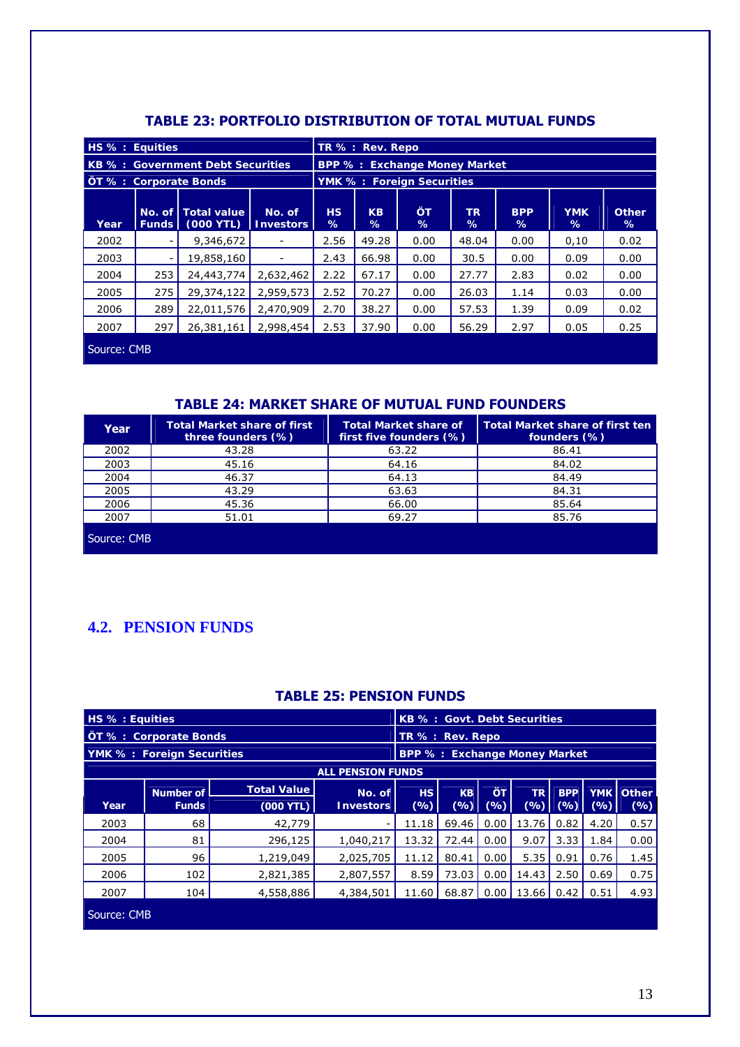## TABLE 23: PORTFOLIO DISTRIBUTION OF TOTAL MUTUAL FUNDS

| HS % : Equities | | | | TR % : Rev. Repo | | | | | | |
|---|---|---|---|---|---|---|---|---|---|---|
| KB % : Government Debt Securities | | | | BPP % : Exchange Money Market | | | | | | |
| ÖT % : Corporate Bonds | | | | YMK % : Foreign Securities | | | | | | |
| **Year** | **No. of Funds** | **Total value (000 YTL)** | **No. of Investors** | **HS %** | **KB %** | **ÖT %** | **TR %** | **BPP %** | **YMK %** | **Other %** |
| 2002 | - | 9,346,672 | - | 2.56 | 49.28 | 0.00 | 48.04 | 0.00 | 0,10 | 0.02 |
| 2003 | - | 19,858,160 | - | 2.43 | 66.98 | 0.00 | 30.5 | 0.00 | 0.09 | 0.00 |
| 2004 | 253 | 24,443,774 | 2,632,462 | 2.22 | 67.17 | 0.00 | 27.77 | 2.83 | 0.02 | 0.00 |
| 2005 | 275 | 29,374,122 | 2,959,573 | 2.52 | 70.27 | 0.00 | 26.03 | 1.14 | 0.03 | 0.00 |
| 2006 | 289 | 22,011,576 | 2,470,909 | 2.70 | 38.27 | 0.00 | 57.53 | 1.39 | 0.09 | 0.02 |
| 2007 | 297 | 26,381,161 | 2,998,454 | 2.53 | 37.90 | 0.00 | 56.29 | 2.97 | 0.05 | 0.25 |

Source: CMB

## TABLE 24: MARKET SHARE OF MUTUAL FUND FOUNDERS

| Year | Total Market share of first three founders (%) | Total Market share of first five founders (%) | Total Market share of first ten founders (%) |
|---|---|---|---|
| 2002 | 43.28 | 63.22 | 86.41 |
| 2003 | 45.16 | 64.16 | 84.02 |
| 2004 | 46.37 | 64.13 | 84.49 |
| 2005 | 43.29 | 63.63 | 84.31 |
| 2006 | 45.36 | 66.00 | 85.64 |
| 2007 | 51.01 | 69.27 | 85.76 |

Source: CMB

## 4.2. PENSION FUNDS

## TABLE 25: PENSION FUNDS

| HS % : Equities | | | | KB % : Govt. Debt Securities | | | | | | |
|---|---|---|---|---|---|---|---|---|---|---|
| ÖT % : Corporate Bonds | | | | TR % : Rev. Repo | | | | | | |
| YMK % : Foreign Securities | | | | BPP % : Exchange Money Market | | | | | | |
| ALL PENSION FUNDS | | | | | | | | | | |
| **Year** | **Number of Funds** | **Total Value (000 YTL)** | **No. of Investors** | **HS (%)** | **KB (%)** | **ÖT (%)** | **TR (%)** | **BPP (%)** | **YMK (%)** | **Other (%)** |
| 2003 | 68 | 42,779 | - | 11.18 | 69.46 | 0.00 | 13.76 | 0.82 | 4.20 | 0.57 |
| 2004 | 81 | 296,125 | 1,040,217 | 13.32 | 72.44 | 0.00 | 9.07 | 3.33 | 1.84 | 0.00 |
| 2005 | 96 | 1,219,049 | 2,025,705 | 11.12 | 80.41 | 0.00 | 5.35 | 0.91 | 0.76 | 1.45 |
| 2006 | 102 | 2,821,385 | 2,807,557 | 8.59 | 73.03 | 0.00 | 14.43 | 2.50 | 0.69 | 0.75 |
| 2007 | 104 | 4,558,886 | 4,384,501 | 11.60 | 68.87 | 0.00 | 13.66 | 0.42 | 0.51 | 4.93 |

Source: CMB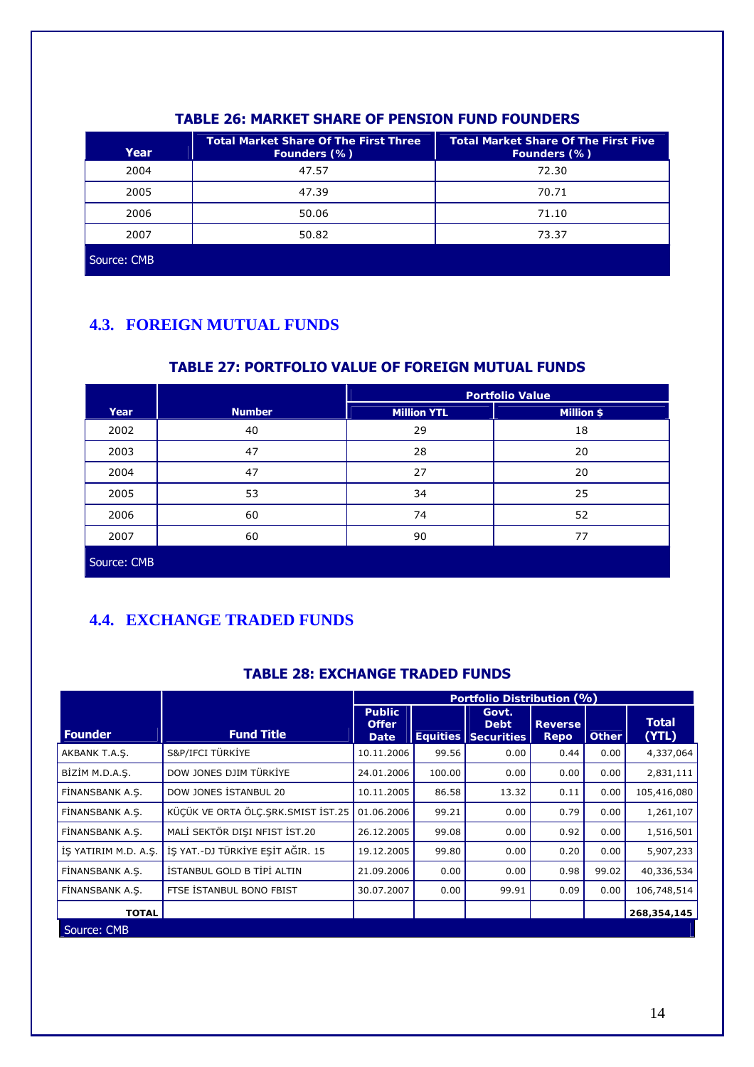**TABLE 26: MARKET SHARE OF PENSION FUND FOUNDERS**

| Year | Total Market Share Of The First Three Founders (%) | Total Market Share Of The First Five Founders (%) |
|---|---|---|
| 2004 | 47.57 | 72.30 |
| 2005 | 47.39 | 70.71 |
| 2006 | 50.06 | 71.10 |
| 2007 | 50.82 | 73.37 |

Source: CMB

## 4.3. FOREIGN MUTUAL FUNDS

**TABLE 27: PORTFOLIO VALUE OF FOREIGN MUTUAL FUNDS**

| Year | Number | Portfolio Value | |
|---|---|---|---|
| | | Million YTL | Million $ |
| 2002 | 40 | 29 | 18 |
| 2003 | 47 | 28 | 20 |
| 2004 | 47 | 27 | 20 |
| 2005 | 53 | 34 | 25 |
| 2006 | 60 | 74 | 52 |
| 2007 | 60 | 90 | 77 |

Source: CMB

## 4.4. EXCHANGE TRADED FUNDS

**TABLE 28: EXCHANGE TRADED FUNDS**

| Founder | Fund Title | Portfolio Distribution (%) | | | | | |
|---|---|---|---|---|---|---|---|
| | | Public Offer Date | Equities | Govt. Debt Securities | Reverse Repo | Other | Total (YTL) |
| AKBANK T.A.Ş. | S&P/IFCI TÜRKİYE | 10.11.2006 | 99.56 | 0.00 | 0.44 | 0.00 | 4,337,064 |
| BİZİM M.D.A.Ş. | DOW JONES DJIM TÜRKİYE | 24.01.2006 | 100.00 | 0.00 | 0.00 | 0.00 | 2,831,111 |
| FİNANSBANK A.Ş. | DOW JONES İSTANBUL 20 | 10.11.2005 | 86.58 | 13.32 | 0.11 | 0.00 | 105,416,080 |
| FİNANSBANK A.Ş. | KÜÇÜK VE ORTA ÖLÇ.ŞRK.SMIST İST.25 | 01.06.2006 | 99.21 | 0.00 | 0.79 | 0.00 | 1,261,107 |
| FİNANSBANK A.Ş. | MALİ SEKTÖR DIŞI NFIST İST.20 | 26.12.2005 | 99.08 | 0.00 | 0.92 | 0.00 | 1,516,501 |
| İŞ YATIRIM M.D. A.Ş. | İŞ YAT.-DJ TÜRKİYE EŞİT AĞIR. 15 | 19.12.2005 | 99.80 | 0.00 | 0.20 | 0.00 | 5,907,233 |
| FİNANSBANK A.Ş. | İSTANBUL GOLD B TİPİ ALTIN | 21.09.2006 | 0.00 | 0.00 | 0.98 | 99.02 | 40,336,534 |
| FİNANSBANK A.Ş. | FTSE İSTANBUL BONO FBIST | 30.07.2007 | 0.00 | 99.91 | 0.09 | 0.00 | 106,748,514 |
| **TOTAL** | | | | | | | **268,354,145** |

Source: CMB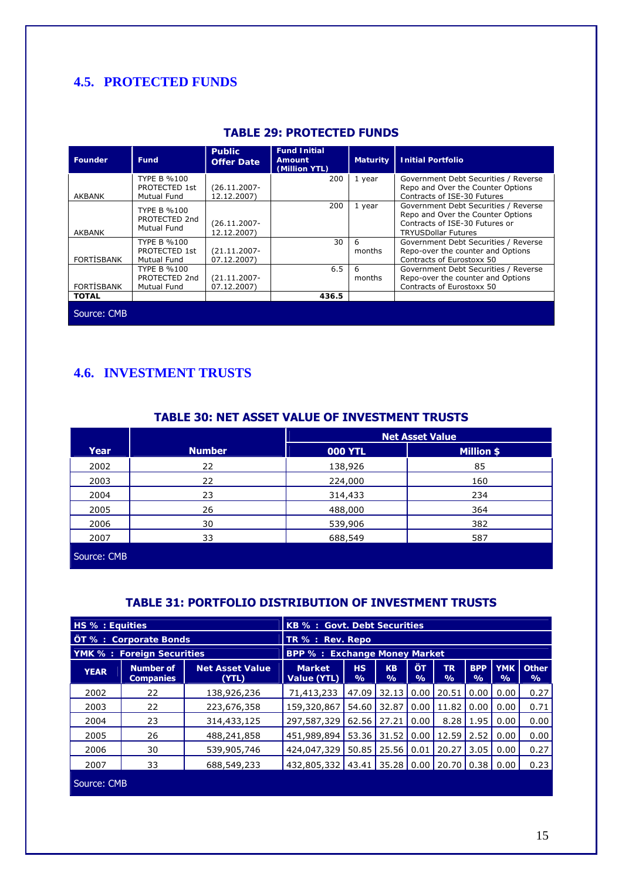## 4.5. PROTECTED FUNDS

**TABLE 29: PROTECTED FUNDS**

| Founder | Fund | Public Offer Date | Fund Initial Amount (Million YTL) | Maturity | Initial Portfolio |
|---|---|---|---|---|---|
| AKBANK | TYPE B %100 PROTECTED 1st Mutual Fund | (26.11.2007-12.12.2007) | 200 | 1 year | Government Debt Securities / Reverse Repo and Over the Counter Options Contracts of ISE-30 Futures |
| AKBANK | TYPE B %100 PROTECTED 2nd Mutual Fund | (26.11.2007-12.12.2007) | 200 | 1 year | Government Debt Securities / Reverse Repo and Over the Counter Options Contracts of ISE-30 Futures or TRYUSDollar Futures |
| FORTİSBANK | TYPE B %100 PROTECTED 1st Mutual Fund | (21.11.2007-07.12.2007) | 30 | 6 months | Government Debt Securities / Reverse Repo-over the counter and Options Contracts of Eurostoxx 50 |
| FORTİSBANK | TYPE B %100 PROTECTED 2nd Mutual Fund | (21.11.2007-07.12.2007) | 6.5 | 6 months | Government Debt Securities / Reverse Repo-over the counter and Options Contracts of Eurostoxx 50 |
| **TOTAL** | | | **436.5** | | |

Source: CMB

## 4.6. INVESTMENT TRUSTS

**TABLE 30: NET ASSET VALUE OF INVESTMENT TRUSTS**

| Year | Number | Net Asset Value | |
|---|---|---|---|
| | | 000 YTL | Million $ |
| 2002 | 22 | 138,926 | 85 |
| 2003 | 22 | 224,000 | 160 |
| 2004 | 23 | 314,433 | 234 |
| 2005 | 26 | 488,000 | 364 |
| 2006 | 30 | 539,906 | 382 |
| 2007 | 33 | 688,549 | 587 |

Source: CMB

**TABLE 31: PORTFOLIO DISTRIBUTION OF INVESTMENT TRUSTS**

HS % : Equities
KB % : Govt. Debt Securities
ÖT % : Corporate Bonds
TR % : Rev. Repo
YMK % : Foreign Securities
BPP % : Exchange Money Market

| YEAR | Number of Companies | Net Asset Value (YTL) | Market Value (YTL) | HS % | KB % | ÖT % | TR % | BPP % | YMK % | Other % |
|---|---|---|---|---|---|---|---|---|---|---|
| 2002 | 22 | 138,926,236 | 71,413,233 | 47.09 | 32.13 | 0.00 | 20.51 | 0.00 | 0.00 | 0.27 |
| 2003 | 22 | 223,676,358 | 159,320,867 | 54.60 | 32.87 | 0.00 | 11.82 | 0.00 | 0.00 | 0.71 |
| 2004 | 23 | 314,433,125 | 297,587,329 | 62.56 | 27.21 | 0.00 | 8.28 | 1.95 | 0.00 | 0.00 |
| 2005 | 26 | 488,241,858 | 451,989,894 | 53.36 | 31.52 | 0.00 | 12.59 | 2.52 | 0.00 | 0.00 |
| 2006 | 30 | 539,905,746 | 424,047,329 | 50.85 | 25.56 | 0.01 | 20.27 | 3.05 | 0.00 | 0.27 |
| 2007 | 33 | 688,549,233 | 432,805,332 | 43.41 | 35.28 | 0.00 | 20.70 | 0.38 | 0.00 | 0.23 |

Source: CMB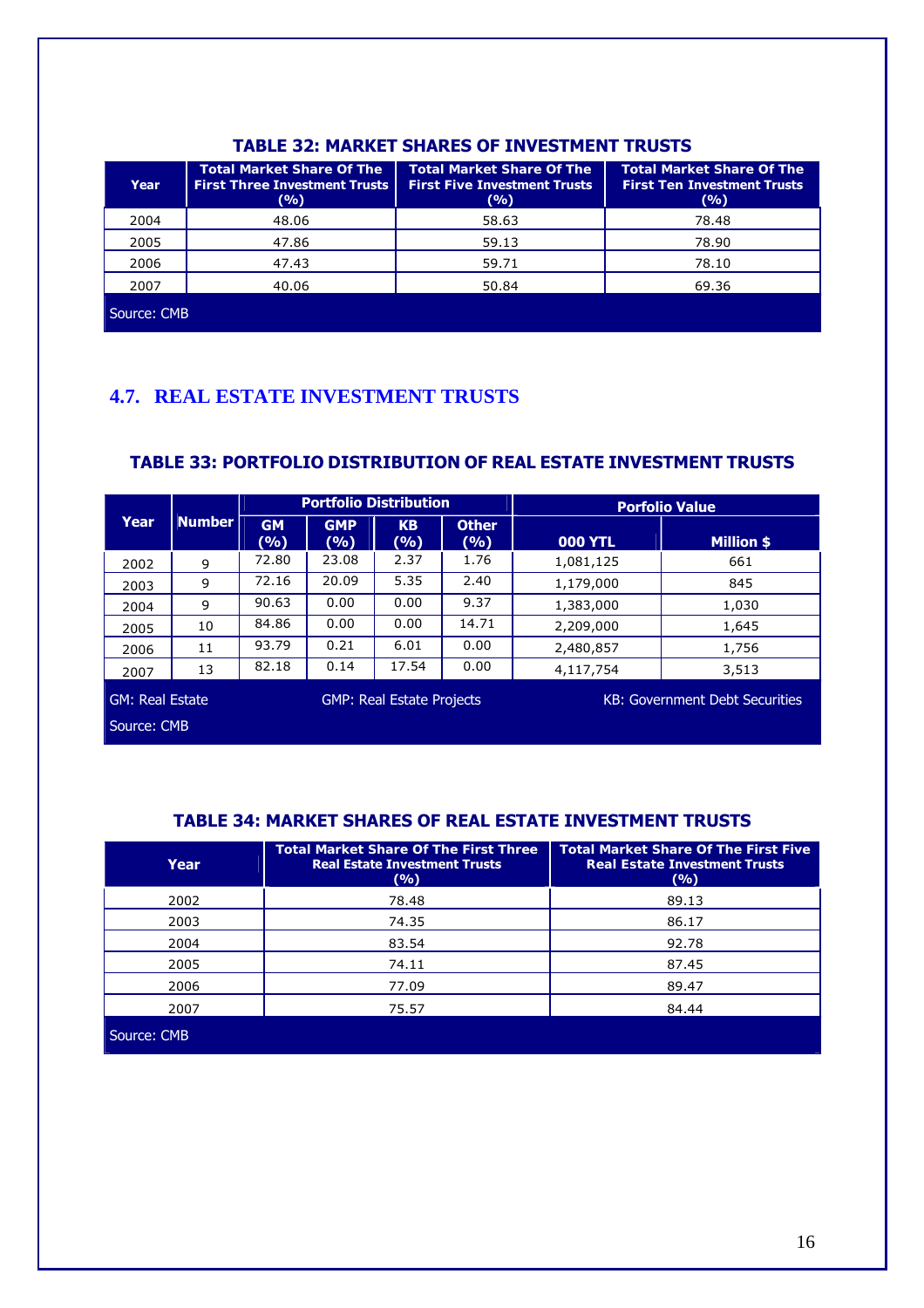### TABLE 32: MARKET SHARES OF INVESTMENT TRUSTS

| Year | Total Market Share Of The First Three Investment Trusts (%) | Total Market Share Of The First Five Investment Trusts (%) | Total Market Share Of The First Ten Investment Trusts (%) |
|---|---|---|---|
| 2004 | 48.06 | 58.63 | 78.48 |
| 2005 | 47.86 | 59.13 | 78.90 |
| 2006 | 47.43 | 59.71 | 78.10 |
| 2007 | 40.06 | 50.84 | 69.36 |

Source: CMB

## 4.7. REAL ESTATE INVESTMENT TRUSTS

### TABLE 33: PORTFOLIO DISTRIBUTION OF REAL ESTATE INVESTMENT TRUSTS

| Year | Number | Portfolio Distribution | | | | Porfolio Value | |
|---|---|---|---|---|---|---|---|
| | | GM (%) | GMP (%) | KB (%) | Other (%) | 000 YTL | Million $ |
| 2002 | 9 | 72.80 | 23.08 | 2.37 | 1.76 | 1,081,125 | 661 |
| 2003 | 9 | 72.16 | 20.09 | 5.35 | 2.40 | 1,179,000 | 845 |
| 2004 | 9 | 90.63 | 0.00 | 0.00 | 9.37 | 1,383,000 | 1,030 |
| 2005 | 10 | 84.86 | 0.00 | 0.00 | 14.71 | 2,209,000 | 1,645 |
| 2006 | 11 | 93.79 | 0.21 | 6.01 | 0.00 | 2,480,857 | 1,756 |
| 2007 | 13 | 82.18 | 0.14 | 17.54 | 0.00 | 4,117,754 | 3,513 |

GM: Real Estate GMP: Real Estate Projects KB: Government Debt Securities

Source: CMB

### TABLE 34: MARKET SHARES OF REAL ESTATE INVESTMENT TRUSTS

| Year | Total Market Share Of The First Three Real Estate Investment Trusts (%) | Total Market Share Of The First Five Real Estate Investment Trusts (%) |
|---|---|---|
| 2002 | 78.48 | 89.13 |
| 2003 | 74.35 | 86.17 |
| 2004 | 83.54 | 92.78 |
| 2005 | 74.11 | 87.45 |
| 2006 | 77.09 | 89.47 |
| 2007 | 75.57 | 84.44 |

Source: CMB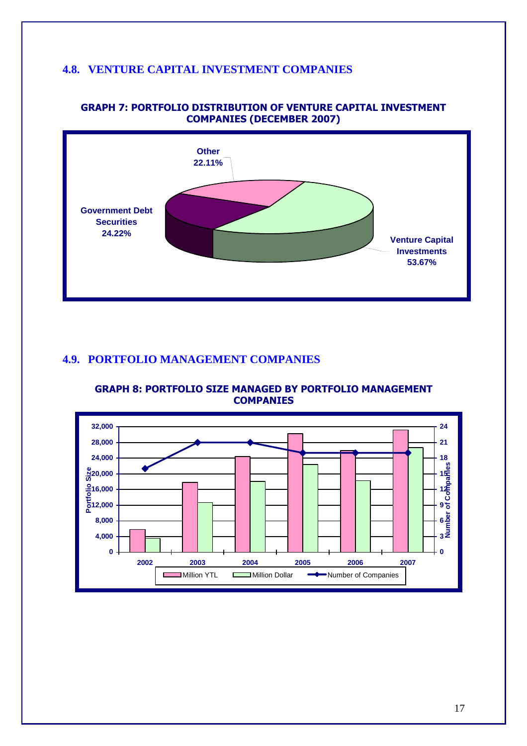## 4.8. VENTURE CAPITAL INVESTMENT COMPANIES

**GRAPH 7: PORTFOLIO DISTRIBUTION OF VENTURE CAPITAL INVESTMENT COMPANIES (DECEMBER 2007)**

Other 22.11%

Government Debt Securities 24.22%

Venture Capital Investments 53.67%

## 4.9. PORTFOLIO MANAGEMENT COMPANIES

**GRAPH 8: PORTFOLIO SIZE MANAGED BY PORTFOLIO MANAGEMENT COMPANIES**

Portfolio Size: 0, 4,000, 8,000, 12,000, 16,000, 20,000, 24,000, 28,000, 32,000

Number of Companies: 0, 3, 6, 9, 12, 15, 18, 21, 24

2002, 2003, 2004, 2005, 2006, 2007

Million YTL, Million Dollar, Number of Companies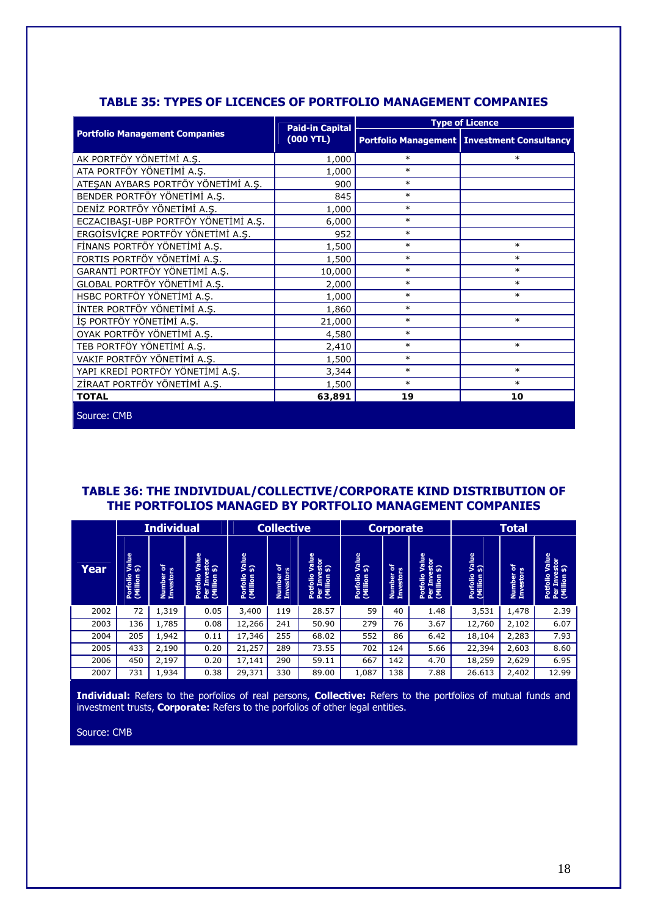## TABLE 35: TYPES OF LICENCES OF PORTFOLIO MANAGEMENT COMPANIES

| Portfolio Management Companies | Paid-in Capital (000 YTL) | Type of Licence | |
|---|---|---|---|
| | | Portfolio Management | Investment Consultancy |
| AK PORTFÖY YÖNETİMİ A.Ş. | 1,000 | * | * |
| ATA PORTFÖY YÖNETİMİ A.Ş. | 1,000 | * | |
| ATEŞAN AYBARS PORTFÖY YÖNETİMİ A.Ş. | 900 | * | |
| BENDER PORTFÖY YÖNETİMİ A.Ş. | 845 | * | |
| DENİZ PORTFÖY YÖNETİMİ A.Ş. | 1,000 | * | |
| ECZACIBAŞI-UBP PORTFÖY YÖNETİMİ A.Ş. | 6,000 | * | |
| ERGOİSVİÇRE PORTFÖY YÖNETİMİ A.Ş. | 952 | * | |
| FİNANS PORTFÖY YÖNETİMİ A.Ş. | 1,500 | * | * |
| FORTIS PORTFÖY YÖNETİMİ A.Ş. | 1,500 | * | * |
| GARANTİ PORTFÖY YÖNETİMİ A.Ş. | 10,000 | * | * |
| GLOBAL PORTFÖY YÖNETİMİ A.Ş. | 2,000 | * | * |
| HSBC PORTFÖY YÖNETİMİ A.Ş. | 1,000 | * | * |
| İNTER PORTFÖY YÖNETİMİ A.Ş. | 1,860 | * | |
| İŞ PORTFÖY YÖNETİMİ A.Ş. | 21,000 | * | * |
| OYAK PORTFÖY YÖNETİMİ A.Ş. | 4,580 | * | |
| TEB PORTFÖY YÖNETİMİ A.Ş. | 2,410 | * | * |
| VAKIF PORTFÖY YÖNETİMİ A.Ş. | 1,500 | * | |
| YAPI KREDİ PORTFÖY YÖNETİMİ A.Ş. | 3,344 | * | * |
| ZİRAAT PORTFÖY YÖNETİMİ A.Ş. | 1,500 | * | * |
| **TOTAL** | **63,891** | **19** | **10** |

Source: CMB

## TABLE 36: THE INDIVIDUAL/COLLECTIVE/CORPORATE KIND DISTRIBUTION OF THE PORTFOLIOS MANAGED BY PORTFOLIO MANAGEMENT COMPANIES

| Year | Individual | | | Collective | | | Corporate | | | Total | | |
|---|---|---|---|---|---|---|---|---|---|---|---|---|
| | Porfolio Value (Million $) | Number of Investors | Potfolio Value Per Investor (Million $) | Porfolio Value (Million $) | Number of Investors | Potfolio Value Per Investor (Million $) | Porfolio Value (Million $) | Number of Investors | Potfolio Value Per Investor (Million $) | Porfolio Value (Million $) | Number of Investors | Potfolio Value Per Investor (Million $) |
| 2002 | 72 | 1,319 | 0.05 | 3,400 | 119 | 28.57 | 59 | 40 | 1.48 | 3,531 | 1,478 | 2.39 |
| 2003 | 136 | 1,785 | 0.08 | 12,266 | 241 | 50.90 | 279 | 76 | 3.67 | 12,760 | 2,102 | 6.07 |
| 2004 | 205 | 1,942 | 0.11 | 17,346 | 255 | 68.02 | 552 | 86 | 6.42 | 18,104 | 2,283 | 7.93 |
| 2005 | 433 | 2,190 | 0.20 | 21,257 | 289 | 73.55 | 702 | 124 | 5.66 | 22,394 | 2,603 | 8.60 |
| 2006 | 450 | 2,197 | 0.20 | 17,141 | 290 | 59.11 | 667 | 142 | 4.70 | 18,259 | 2,629 | 6.95 |
| 2007 | 731 | 1,934 | 0.38 | 29,371 | 330 | 89.00 | 1,087 | 138 | 7.88 | 26.613 | 2,402 | 12.99 |

**Individual:** Refers to the porfolios of real persons, **Collective:** Refers to the portfolios of mutual funds and investment trusts, **Corporate:** Refers to the porfolios of other legal entities.

Source: CMB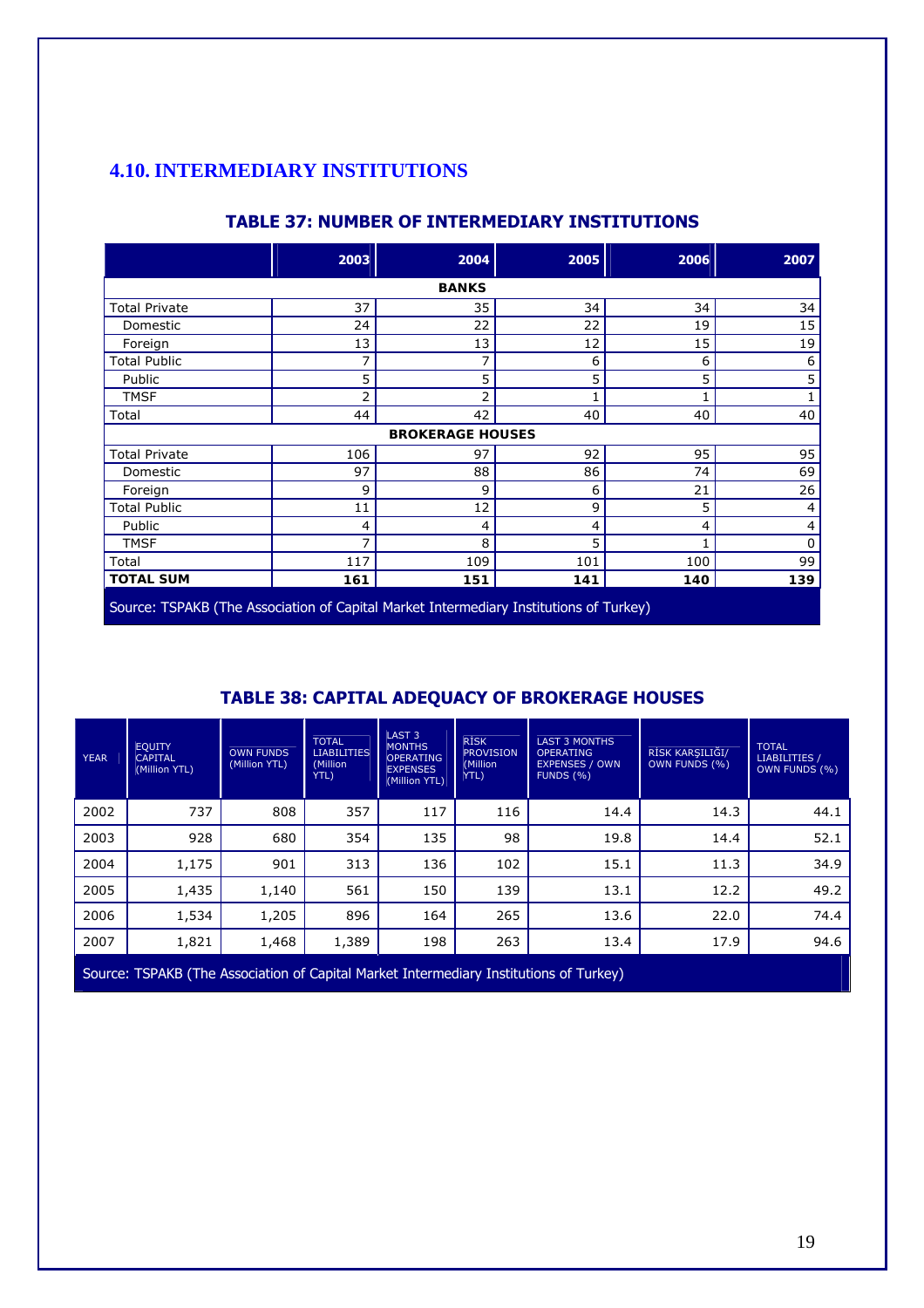## 4.10. INTERMEDIARY INSTITUTIONS

### TABLE 37: NUMBER OF INTERMEDIARY INSTITUTIONS

| | 2003 | 2004 | 2005 | 2006 | 2007 |
|---|---|---|---|---|---|
| **BANKS** | | | | | |
| Total Private | 37 | 35 | 34 | 34 | 34 |
| Domestic | 24 | 22 | 22 | 19 | 15 |
| Foreign | 13 | 13 | 12 | 15 | 19 |
| Total Public | 7 | 7 | 6 | 6 | 6 |
| Public | 5 | 5 | 5 | 5 | 5 |
| TMSF | 2 | 2 | 1 | 1 | 1 |
| Total | 44 | 42 | 40 | 40 | 40 |
| **BROKERAGE HOUSES** | | | | | |
| Total Private | 106 | 97 | 92 | 95 | 95 |
| Domestic | 97 | 88 | 86 | 74 | 69 |
| Foreign | 9 | 9 | 6 | 21 | 26 |
| Total Public | 11 | 12 | 9 | 5 | 4 |
| Public | 4 | 4 | 4 | 4 | 4 |
| TMSF | 7 | 8 | 5 | 1 | 0 |
| Total | 117 | 109 | 101 | 100 | 99 |
| **TOTAL SUM** | **161** | **151** | **141** | **140** | **139** |

Source: TSPAKB (The Association of Capital Market Intermediary Institutions of Turkey)

### TABLE 38: CAPITAL ADEQUACY OF BROKERAGE HOUSES

| YEAR | EQUITY CAPITAL (Million YTL) | OWN FUNDS (Million YTL) | TOTAL LIABILITIES (Million YTL) | LAST 3 MONTHS OPERATING EXPENSES (Million YTL) | RİSK PROVISION (Million YTL) | LAST 3 MONTHS OPERATING EXPENSES / OWN FUNDS (%) | RİSK KARŞILIĞI/ OWN FUNDS (%) | TOTAL LIABILITIES / OWN FUNDS (%) |
|---|---|---|---|---|---|---|---|---|
| 2002 | 737 | 808 | 357 | 117 | 116 | 14.4 | 14.3 | 44.1 |
| 2003 | 928 | 680 | 354 | 135 | 98 | 19.8 | 14.4 | 52.1 |
| 2004 | 1,175 | 901 | 313 | 136 | 102 | 15.1 | 11.3 | 34.9 |
| 2005 | 1,435 | 1,140 | 561 | 150 | 139 | 13.1 | 12.2 | 49.2 |
| 2006 | 1,534 | 1,205 | 896 | 164 | 265 | 13.6 | 22.0 | 74.4 |
| 2007 | 1,821 | 1,468 | 1,389 | 198 | 263 | 13.4 | 17.9 | 94.6 |

Source: TSPAKB (The Association of Capital Market Intermediary Institutions of Turkey)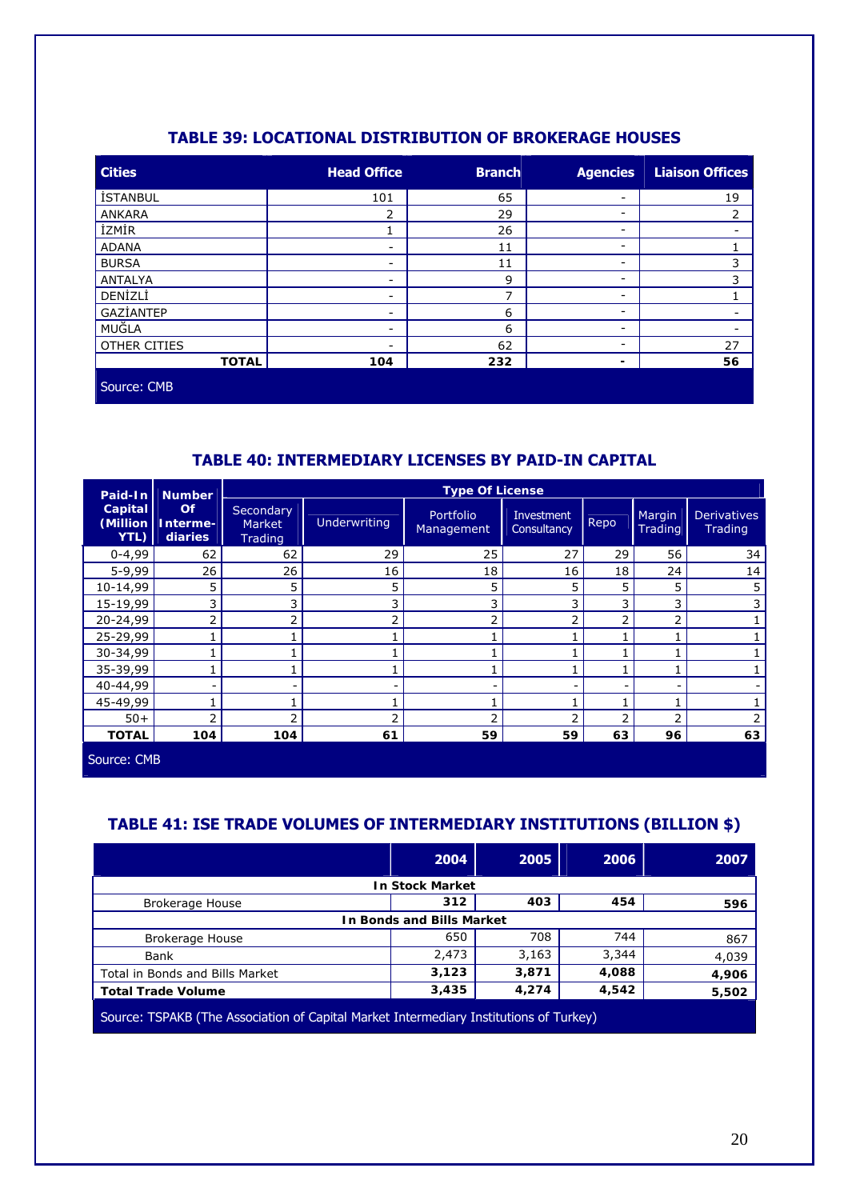## TABLE 39: LOCATIONAL DISTRIBUTION OF BROKERAGE HOUSES

| Cities | Head Office | Branch | Agencies | Liaison Offices |
|---|---|---|---|---|
| İSTANBUL | 101 | 65 | - | 19 |
| ANKARA | 2 | 29 | - | 2 |
| İZMİR | 1 | 26 | - | - |
| ADANA | - | 11 | - | 1 |
| BURSA | - | 11 | - | 3 |
| ANTALYA | - | 9 | - | 3 |
| DENİZLİ | - | 7 | - | 1 |
| GAZİANTEP | - | 6 | - | - |
| MUĞLA | - | 6 | - | - |
| OTHER CITIES | - | 62 | - | 27 |
| **TOTAL** | **104** | **232** | **-** | **56** |

Source: CMB

## TABLE 40: INTERMEDIARY LICENSES BY PAID-IN CAPITAL

| Paid-In Capital (Million YTL) | Number Of Intermediaries | Type Of License | | | | | | |
|---|---|---|---|---|---|---|---|---|
| | | Secondary Market Trading | Underwriting | Portfolio Management | Investment Consultancy | Repo | Margin Trading | Derivatives Trading |
| 0-4,99 | 62 | 62 | 29 | 25 | 27 | 29 | 56 | 34 |
| 5-9,99 | 26 | 26 | 16 | 18 | 16 | 18 | 24 | 14 |
| 10-14,99 | 5 | 5 | 5 | 5 | 5 | 5 | 5 | 5 |
| 15-19,99 | 3 | 3 | 3 | 3 | 3 | 3 | 3 | 3 |
| 20-24,99 | 2 | 2 | 2 | 2 | 2 | 2 | 2 | 1 |
| 25-29,99 | 1 | 1 | 1 | 1 | 1 | 1 | 1 | 1 |
| 30-34,99 | 1 | 1 | 1 | 1 | 1 | 1 | 1 | 1 |
| 35-39,99 | 1 | 1 | 1 | 1 | 1 | 1 | 1 | 1 |
| 40-44,99 | - | - | - | - | - | - | - | - |
| 45-49,99 | 1 | 1 | 1 | 1 | 1 | 1 | 1 | 1 |
| 50+ | 2 | 2 | 2 | 2 | 2 | 2 | 2 | 2 |
| **TOTAL** | **104** | **104** | **61** | **59** | **59** | **63** | **96** | **63** |

Source: CMB

## TABLE 41: ISE TRADE VOLUMES OF INTERMEDIARY INSTITUTIONS (BILLION $)

| | 2004 | 2005 | 2006 | 2007 |
|---|---|---|---|---|
| **In Stock Market** | | | | |
| Brokerage House | **312** | **403** | **454** | **596** |
| **In Bonds and Bills Market** | | | | |
| Brokerage House | 650 | 708 | 744 | 867 |
| Bank | 2,473 | 3,163 | 3,344 | 4,039 |
| Total in Bonds and Bills Market | **3,123** | **3,871** | **4,088** | **4,906** |
| **Total Trade Volume** | **3,435** | **4,274** | **4,542** | **5,502** |

Source: TSPAKB (The Association of Capital Market Intermediary Institutions of Turkey)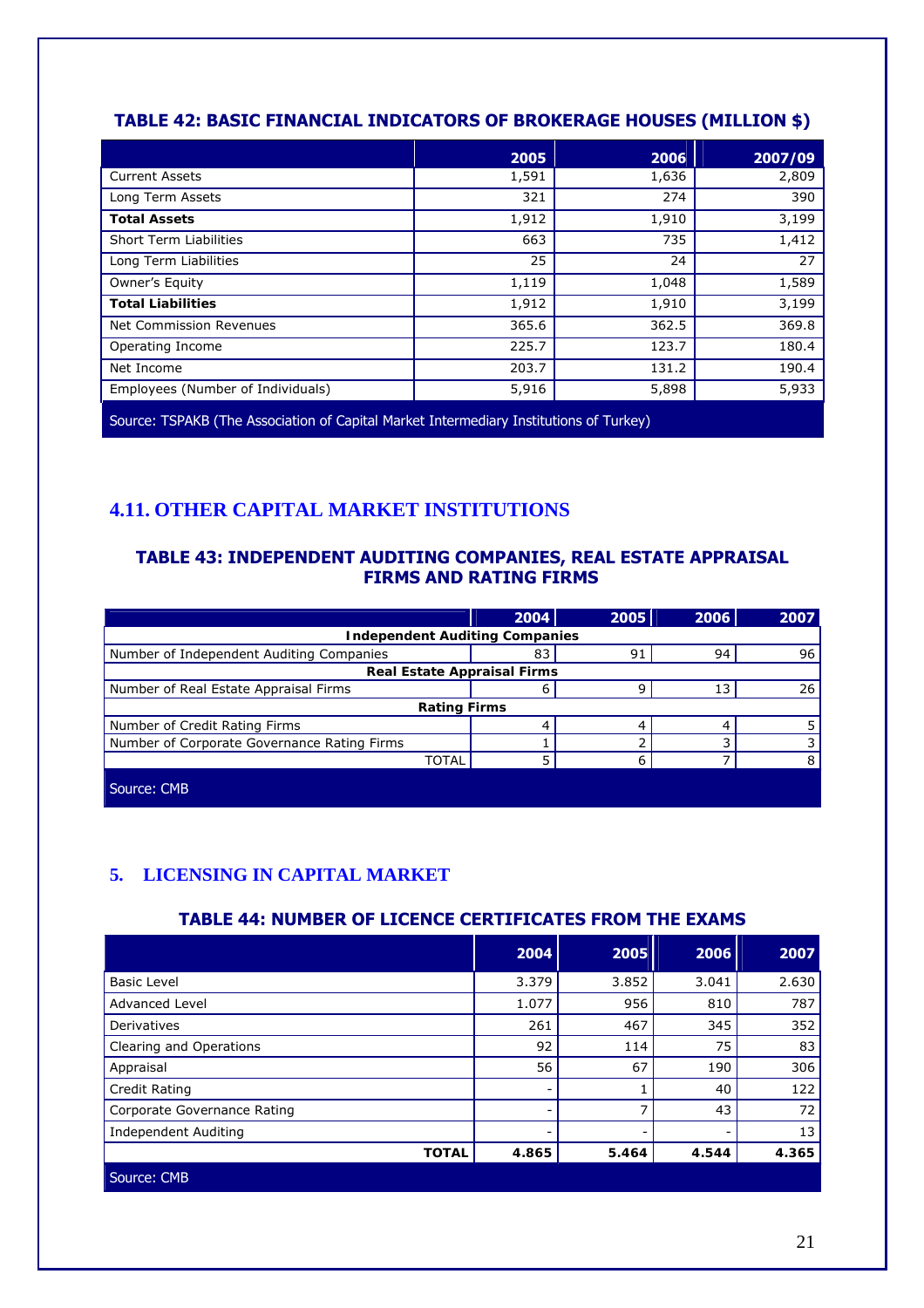### TABLE 42: BASIC FINANCIAL INDICATORS OF BROKERAGE HOUSES (MILLION $)

| | 2005 | 2006 | 2007/09 |
|---|---|---|---|
| Current Assets | 1,591 | 1,636 | 2,809 |
| Long Term Assets | 321 | 274 | 390 |
| **Total Assets** | 1,912 | 1,910 | 3,199 |
| Short Term Liabilities | 663 | 735 | 1,412 |
| Long Term Liabilities | 25 | 24 | 27 |
| Owner's Equity | 1,119 | 1,048 | 1,589 |
| **Total Liabilities** | 1,912 | 1,910 | 3,199 |
| Net Commission Revenues | 365.6 | 362.5 | 369.8 |
| Operating Income | 225.7 | 123.7 | 180.4 |
| Net Income | 203.7 | 131.2 | 190.4 |
| Employees (Number of Individuals) | 5,916 | 5,898 | 5,933 |

Source: TSPAKB (The Association of Capital Market Intermediary Institutions of Turkey)

## 4.11. OTHER CAPITAL MARKET INSTITUTIONS

### TABLE 43: INDEPENDENT AUDITING COMPANIES, REAL ESTATE APPRAISAL FIRMS AND RATING FIRMS

| | 2004 | 2005 | 2006 | 2007 |
|---|---|---|---|---|
| **Independent Auditing Companies** | | | | |
| Number of Independent Auditing Companies | 83 | 91 | 94 | 96 |
| **Real Estate Appraisal Firms** | | | | |
| Number of Real Estate Appraisal Firms | 6 | 9 | 13 | 26 |
| **Rating Firms** | | | | |
| Number of Credit Rating Firms | 4 | 4 | 4 | 5 |
| Number of Corporate Governance Rating Firms | 1 | 2 | 3 | 3 |
| TOTAL | 5 | 6 | 7 | 8 |

Source: CMB

## 5. LICENSING IN CAPITAL MARKET

### TABLE 44: NUMBER OF LICENCE CERTIFICATES FROM THE EXAMS

| | 2004 | 2005 | 2006 | 2007 |
|---|---|---|---|---|
| Basic Level | 3.379 | 3.852 | 3.041 | 2.630 |
| Advanced Level | 1.077 | 956 | 810 | 787 |
| Derivatives | 261 | 467 | 345 | 352 |
| Clearing and Operations | 92 | 114 | 75 | 83 |
| Appraisal | 56 | 67 | 190 | 306 |
| Credit Rating | - | 1 | 40 | 122 |
| Corporate Governance Rating | - | 7 | 43 | 72 |
| Independent Auditing | - | - | - | 13 |
| **TOTAL** | **4.865** | **5.464** | **4.544** | **4.365** |

Source: CMB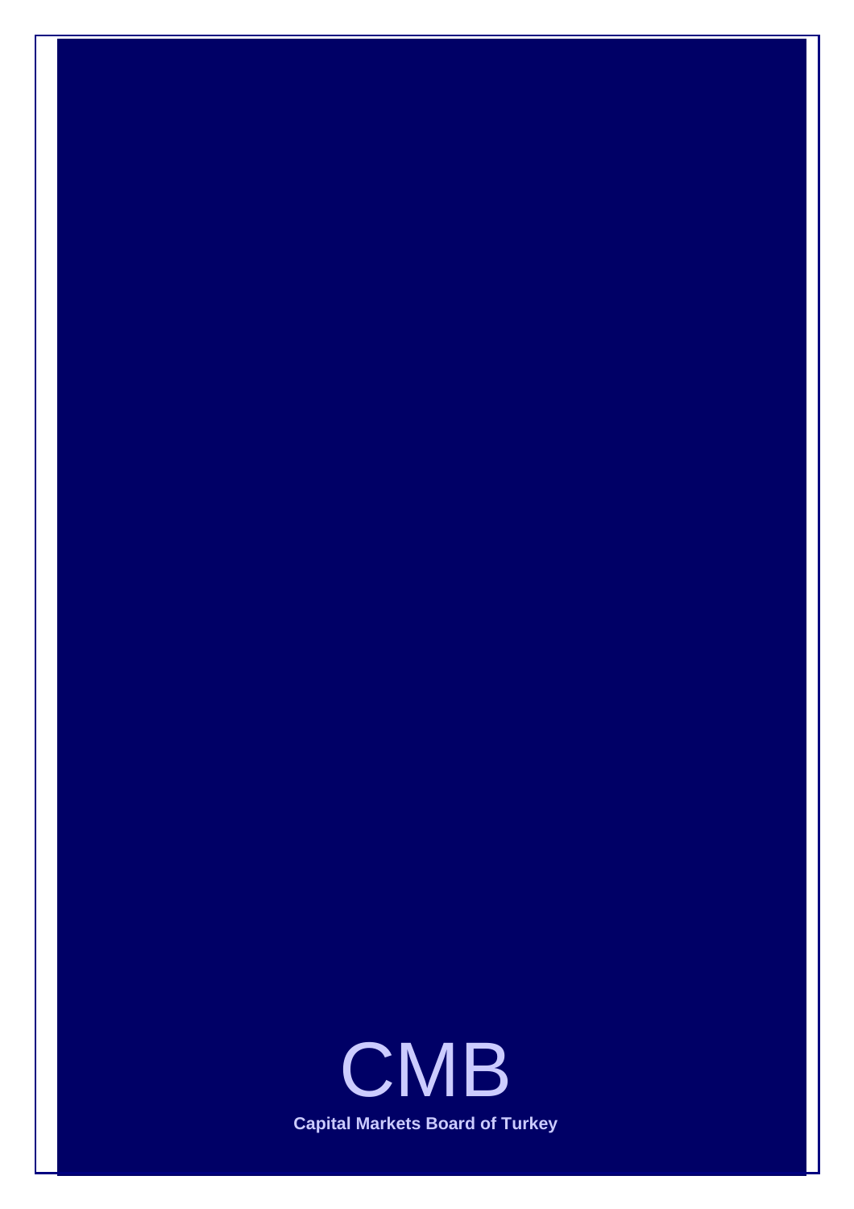CMB

**Capital Markets Board of Turkey**